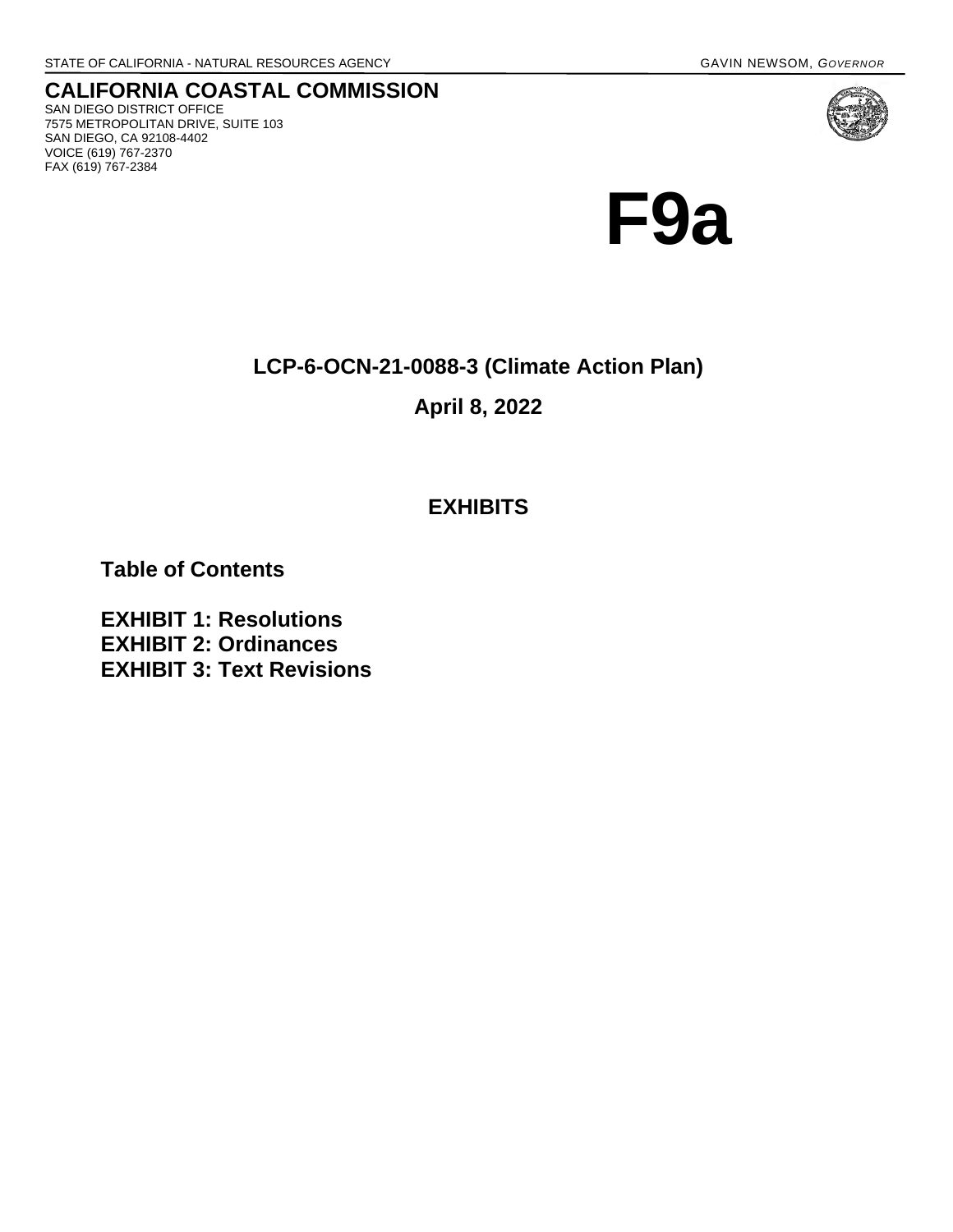STATE OF CALIFORNIA - NATURAL RESOURCES AGENCY GAVIN NEWSOM, *GOVERNOR*

**CALIFORNIA COASTAL COMMISSION**
SAN DIEGO DISTRICT OFFICE
7575 METROPOLITAN DRIVE, SUITE 103
SAN DIEGO, CA 92108-4402
VOICE (619) 767-2370
FAX (619) 767-2384

# F9a

## LCP-6-OCN-21-0088-3 (Climate Action Plan)

**April 8, 2022**

## EXHIBITS

### Table of Contents

**EXHIBIT 1: Resolutions**
**EXHIBIT 2: Ordinances**
**EXHIBIT 3: Text Revisions**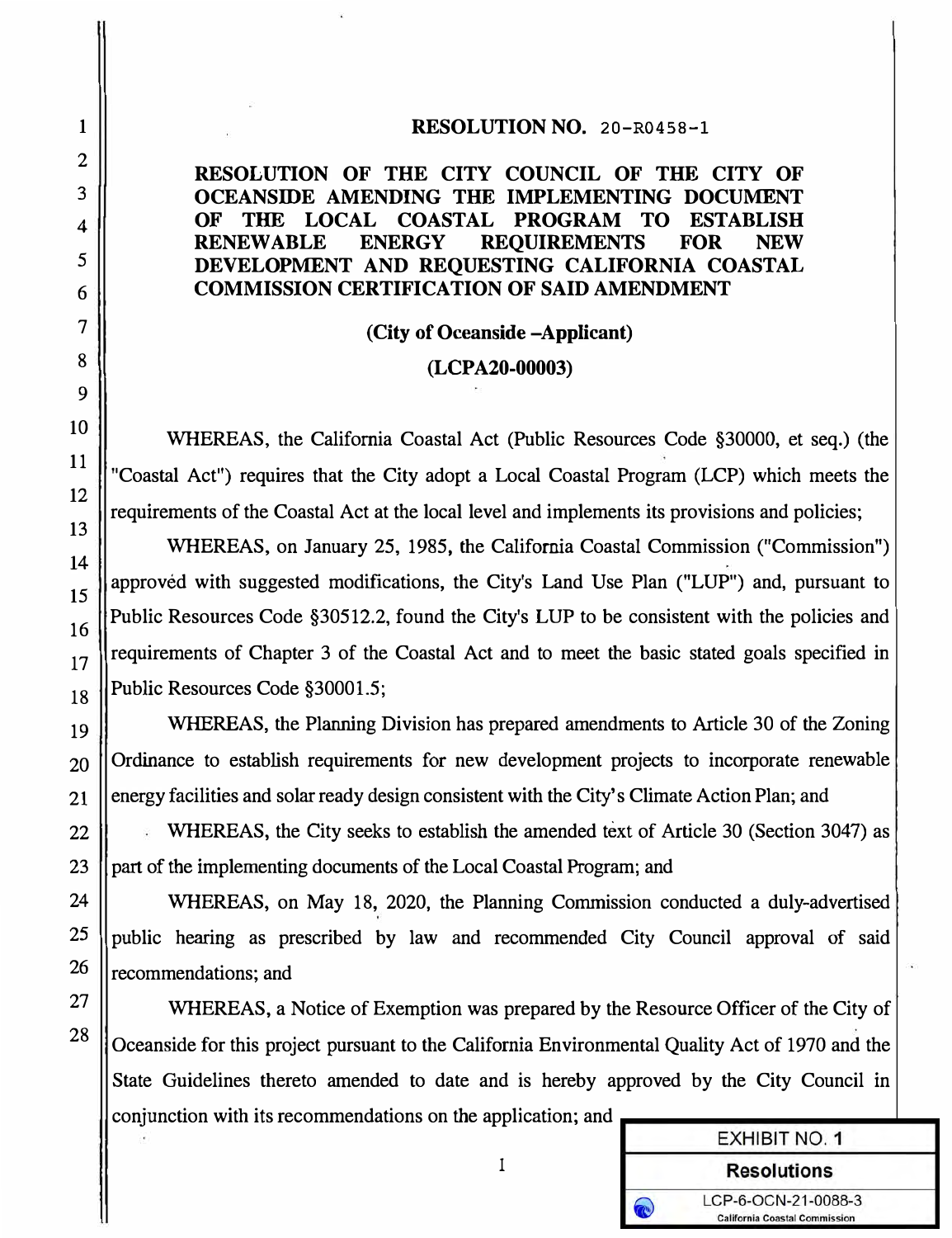# RESOLUTION NO. 20-R0458-1

## RESOLUTION OF THE CITY COUNCIL OF THE CITY OF OCEANSIDE AMENDING THE IMPLEMENTING DOCUMENT OF THE LOCAL COASTAL PROGRAM TO ESTABLISH RENEWABLE ENERGY REQUIREMENTS FOR NEW DEVELOPMENT AND REQUESTING CALIFORNIA COASTAL COMMISSION CERTIFICATION OF SAID AMENDMENT

**(City of Oceanside –Applicant)**

**(LCPA20-00003)**

WHEREAS, the California Coastal Act (Public Resources Code §30000, et seq.) (the "Coastal Act") requires that the City adopt a Local Coastal Program (LCP) which meets the requirements of the Coastal Act at the local level and implements its provisions and policies;

WHEREAS, on January 25, 1985, the California Coastal Commission ("Commission") approved with suggested modifications, the City's Land Use Plan ("LUP") and, pursuant to Public Resources Code §30512.2, found the City's LUP to be consistent with the policies and requirements of Chapter 3 of the Coastal Act and to meet the basic stated goals specified in Public Resources Code §30001.5;

WHEREAS, the Planning Division has prepared amendments to Article 30 of the Zoning Ordinance to establish requirements for new development projects to incorporate renewable energy facilities and solar ready design consistent with the City's Climate Action Plan; and

WHEREAS, the City seeks to establish the amended text of Article 30 (Section 3047) as part of the implementing documents of the Local Coastal Program; and

WHEREAS, on May 18, 2020, the Planning Commission conducted a duly-advertised public hearing as prescribed by law and recommended City Council approval of said recommendations; and

WHEREAS, a Notice of Exemption was prepared by the Resource Officer of the City of Oceanside for this project pursuant to the California Environmental Quality Act of 1970 and the State Guidelines thereto amended to date and is hereby approved by the City Council in conjunction with its recommendations on the application; and

EXHIBIT NO. 1
Resolutions
LCP-6-OCN-21-0088-3
California Coastal Commission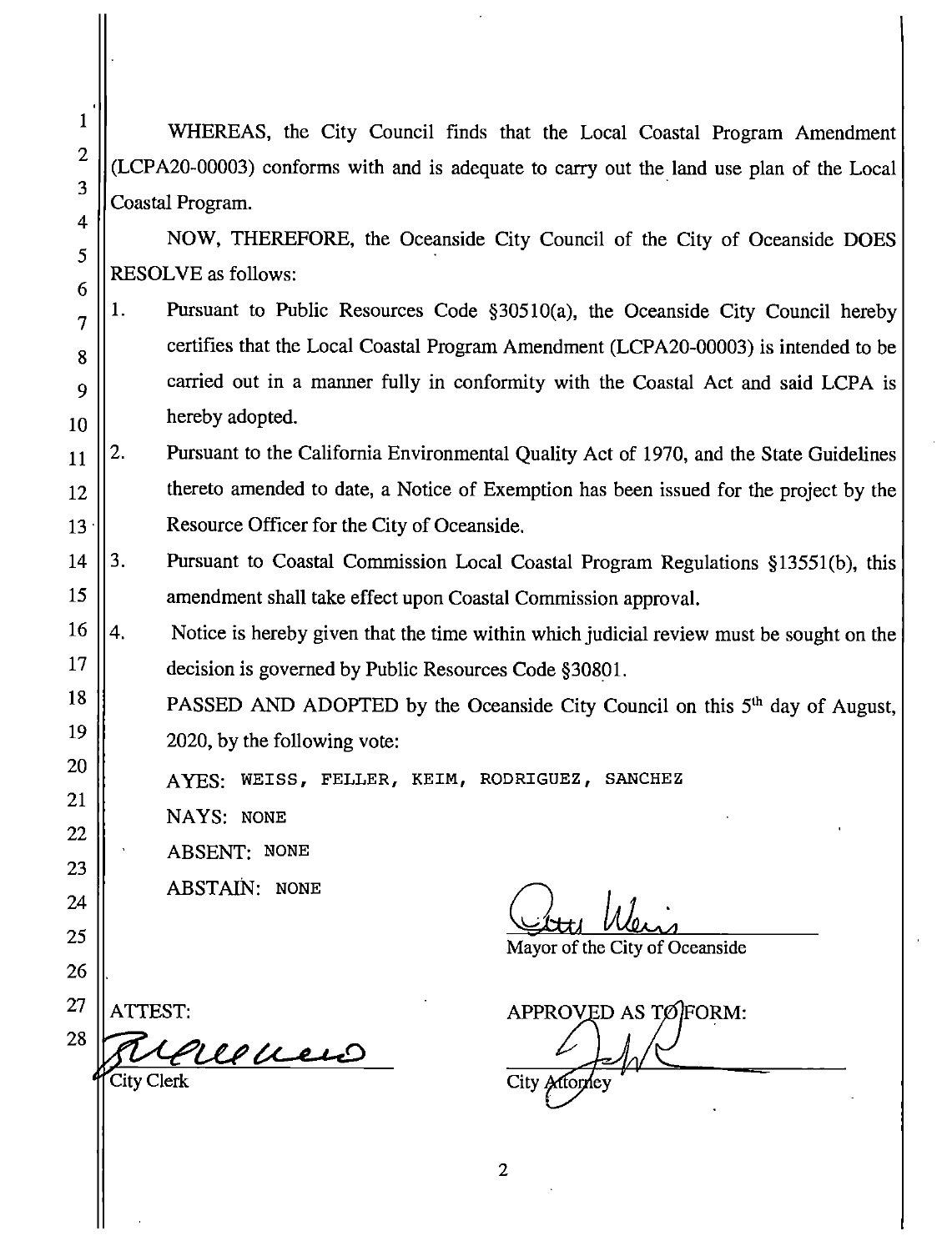WHEREAS, the City Council finds that the Local Coastal Program Amendment (LCPA20-00003) conforms with and is adequate to carry out the land use plan of the Local Coastal Program.

NOW, THEREFORE, the Oceanside City Council of the City of Oceanside DOES RESOLVE as follows:

1. Pursuant to Public Resources Code §30510(a), the Oceanside City Council hereby certifies that the Local Coastal Program Amendment (LCPA20-00003) is intended to be carried out in a manner fully in conformity with the Coastal Act and said LCPA is hereby adopted.
2. Pursuant to the California Environmental Quality Act of 1970, and the State Guidelines thereto amended to date, a Notice of Exemption has been issued for the project by the Resource Officer for the City of Oceanside.
3. Pursuant to Coastal Commission Local Coastal Program Regulations §13551(b), this amendment shall take effect upon Coastal Commission approval.
4. Notice is hereby given that the time within which judicial review must be sought on the decision is governed by Public Resources Code §30801.

PASSED AND ADOPTED by the Oceanside City Council on this 5th day of August, 2020, by the following vote:

AYES: WEISS, FELLER, KEIM, RODRIGUEZ, SANCHEZ

NAYS: NONE

ABSENT: NONE

ABSTAIN: NONE

Mayor of the City of Oceanside

ATTEST:

City Clerk

APPROVED AS TO FORM:

City Attorney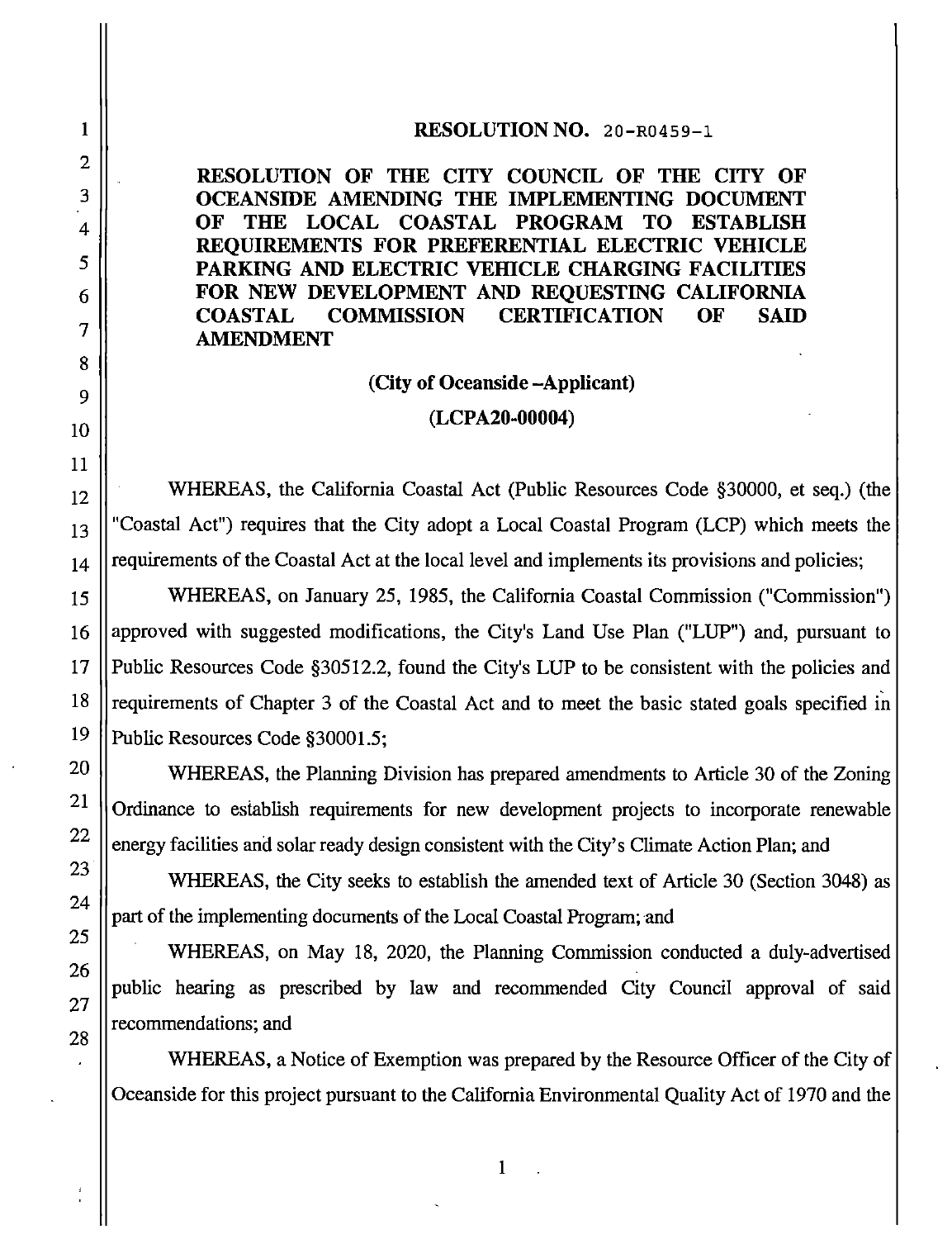**RESOLUTION NO.** 20-R0459-1

**RESOLUTION OF THE CITY COUNCIL OF THE CITY OF OCEANSIDE AMENDING THE IMPLEMENTING DOCUMENT OF THE LOCAL COASTAL PROGRAM TO ESTABLISH REQUIREMENTS FOR PREFERENTIAL ELECTRIC VEHICLE PARKING AND ELECTRIC VEHICLE CHARGING FACILITIES FOR NEW DEVELOPMENT AND REQUESTING CALIFORNIA COASTAL COMMISSION CERTIFICATION OF SAID AMENDMENT**

**(City of Oceanside –Applicant)**

**(LCPA20-00004)**

WHEREAS, the California Coastal Act (Public Resources Code §30000, et seq.) (the "Coastal Act") requires that the City adopt a Local Coastal Program (LCP) which meets the requirements of the Coastal Act at the local level and implements its provisions and policies;

WHEREAS, on January 25, 1985, the California Coastal Commission ("Commission") approved with suggested modifications, the City's Land Use Plan ("LUP") and, pursuant to Public Resources Code §30512.2, found the City's LUP to be consistent with the policies and requirements of Chapter 3 of the Coastal Act and to meet the basic stated goals specified in Public Resources Code §30001.5;

WHEREAS, the Planning Division has prepared amendments to Article 30 of the Zoning Ordinance to establish requirements for new development projects to incorporate renewable energy facilities and solar ready design consistent with the City's Climate Action Plan; and

WHEREAS, the City seeks to establish the amended text of Article 30 (Section 3048) as part of the implementing documents of the Local Coastal Program; and

WHEREAS, on May 18, 2020, the Planning Commission conducted a duly-advertised public hearing as prescribed by law and recommended City Council approval of said recommendations; and

WHEREAS, a Notice of Exemption was prepared by the Resource Officer of the City of Oceanside for this project pursuant to the California Environmental Quality Act of 1970 and the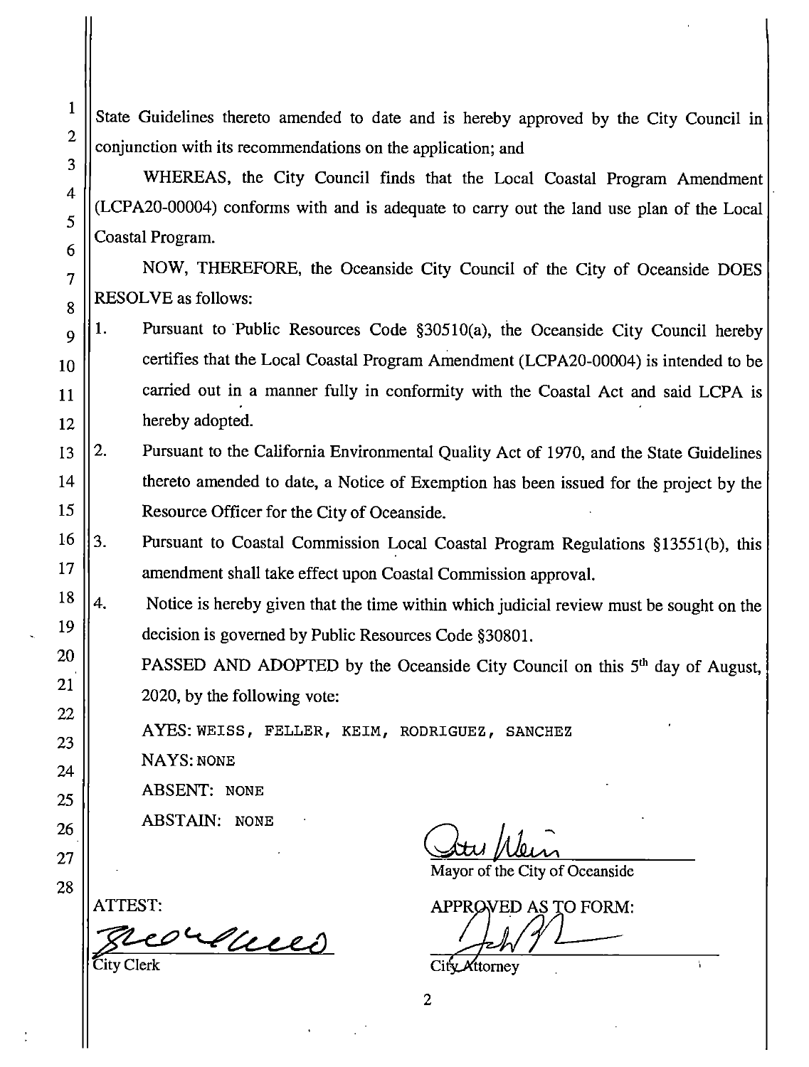State Guidelines thereto amended to date and is hereby approved by the City Council in conjunction with its recommendations on the application; and

WHEREAS, the City Council finds that the Local Coastal Program Amendment (LCPA20-00004) conforms with and is adequate to carry out the land use plan of the Local Coastal Program.

NOW, THEREFORE, the Oceanside City Council of the City of Oceanside DOES RESOLVE as follows:

1. Pursuant to Public Resources Code §30510(a), the Oceanside City Council hereby certifies that the Local Coastal Program Amendment (LCPA20-00004) is intended to be carried out in a manner fully in conformity with the Coastal Act and said LCPA is hereby adopted.
2. Pursuant to the California Environmental Quality Act of 1970, and the State Guidelines thereto amended to date, a Notice of Exemption has been issued for the project by the Resource Officer for the City of Oceanside.
3. Pursuant to Coastal Commission Local Coastal Program Regulations §13551(b), this amendment shall take effect upon Coastal Commission approval.
4. Notice is hereby given that the time within which judicial review must be sought on the decision is governed by Public Resources Code §30801.

PASSED AND ADOPTED by the Oceanside City Council on this 5th day of August, 2020, by the following vote:

AYES: WEISS, FELLER, KEIM, RODRIGUEZ, SANCHEZ

NAYS: NONE

ABSENT: NONE

ABSTAIN: NONE

Mayor of the City of Oceanside

ATTEST:

City Clerk

APPROVED AS TO FORM:

City Attorney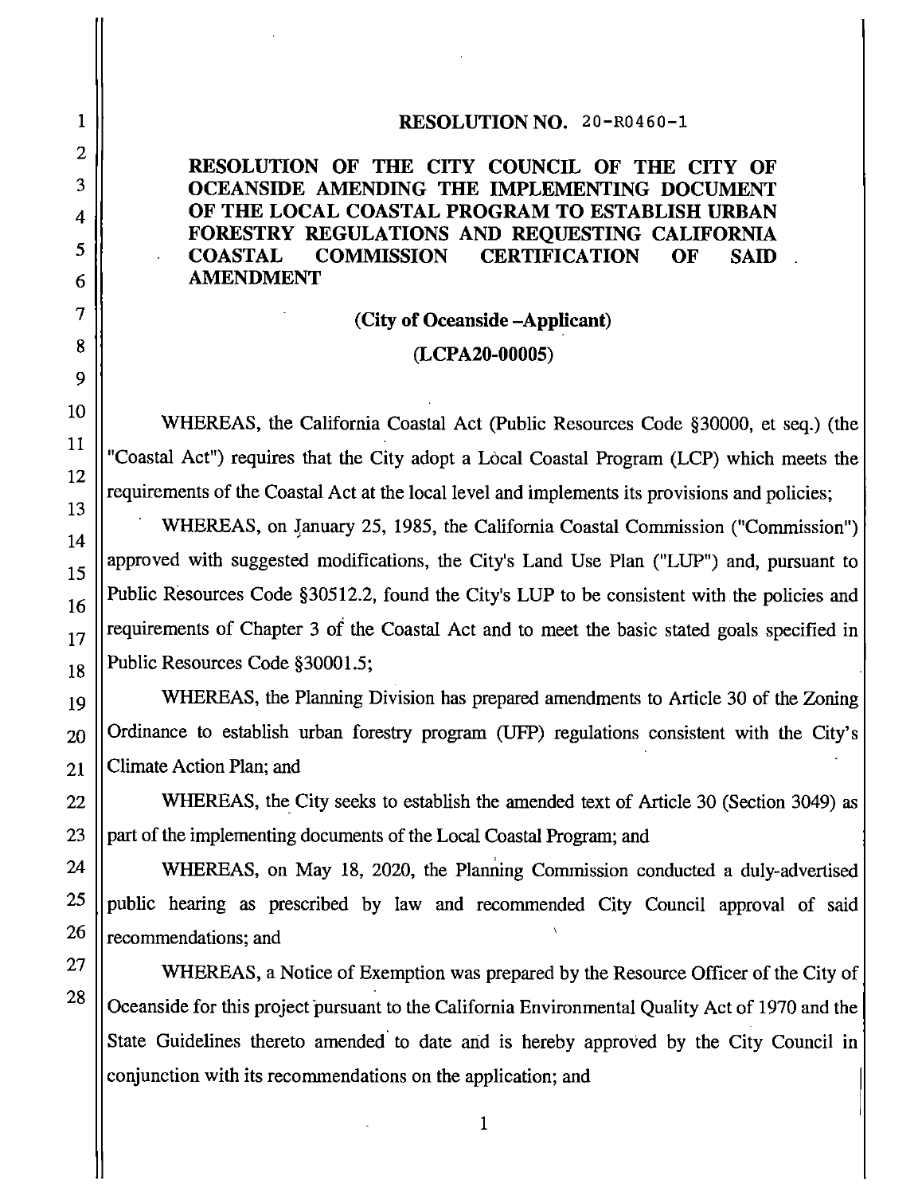**RESOLUTION NO. 20-R0460-1**

**RESOLUTION OF THE CITY COUNCIL OF THE CITY OF OCEANSIDE AMENDING THE IMPLEMENTING DOCUMENT OF THE LOCAL COASTAL PROGRAM TO ESTABLISH URBAN FORESTRY REGULATIONS AND REQUESTING CALIFORNIA COASTAL COMMISSION CERTIFICATION OF SAID AMENDMENT**

**(City of Oceanside –Applicant)**

**(LCPA20-00005)**

WHEREAS, the California Coastal Act (Public Resources Code §30000, et seq.) (the "Coastal Act") requires that the City adopt a Local Coastal Program (LCP) which meets the requirements of the Coastal Act at the local level and implements its provisions and policies;

WHEREAS, on January 25, 1985, the California Coastal Commission ("Commission") approved with suggested modifications, the City's Land Use Plan ("LUP") and, pursuant to Public Resources Code §30512.2, found the City's LUP to be consistent with the policies and requirements of Chapter 3 of the Coastal Act and to meet the basic stated goals specified in Public Resources Code §30001.5;

WHEREAS, the Planning Division has prepared amendments to Article 30 of the Zoning Ordinance to establish urban forestry program (UFP) regulations consistent with the City's Climate Action Plan; and

WHEREAS, the City seeks to establish the amended text of Article 30 (Section 3049) as part of the implementing documents of the Local Coastal Program; and

WHEREAS, on May 18, 2020, the Planning Commission conducted a duly-advertised public hearing as prescribed by law and recommended City Council approval of said recommendations; and

WHEREAS, a Notice of Exemption was prepared by the Resource Officer of the City of Oceanside for this project pursuant to the California Environmental Quality Act of 1970 and the State Guidelines thereto amended to date and is hereby approved by the City Council in conjunction with its recommendations on the application; and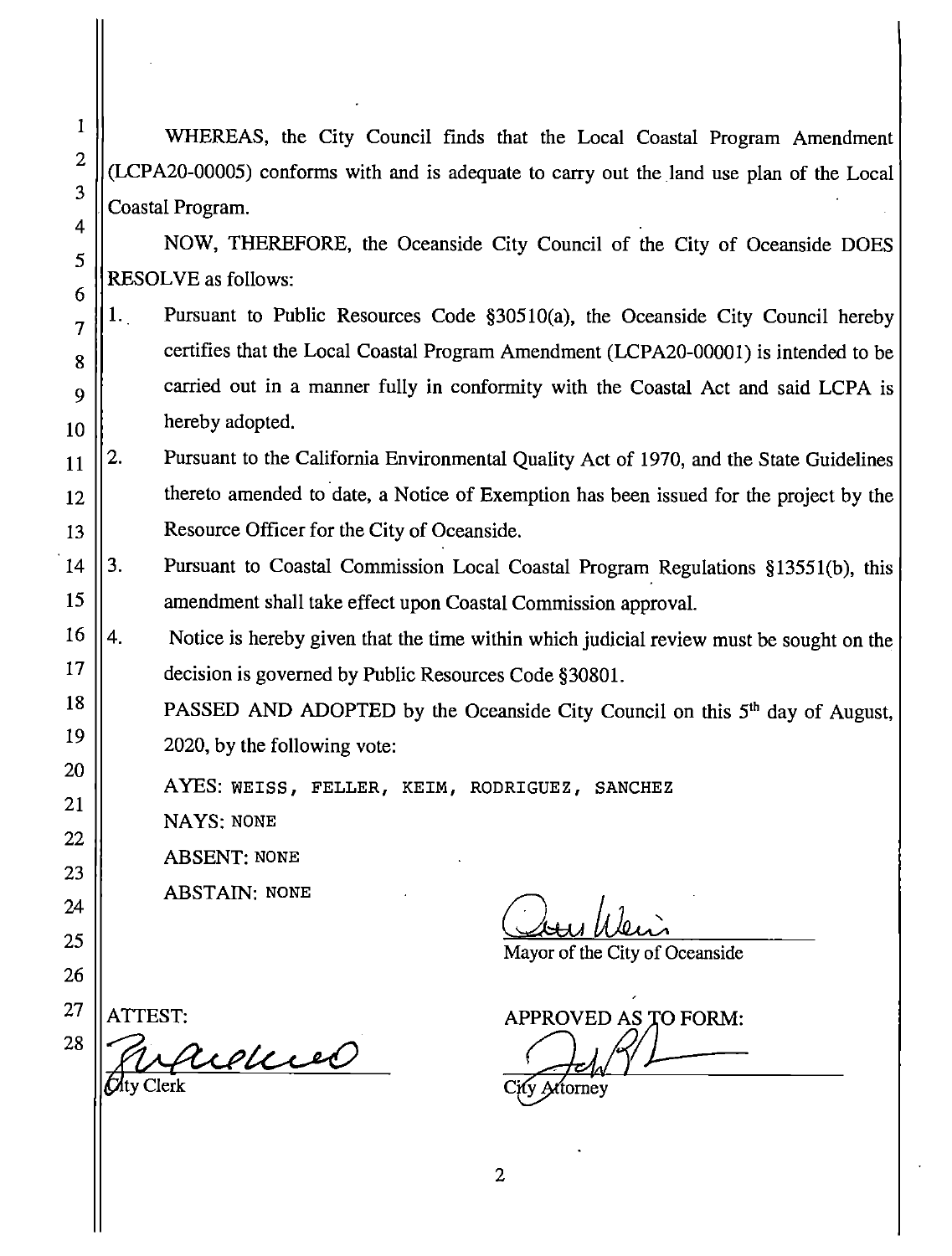WHEREAS, the City Council finds that the Local Coastal Program Amendment (LCPA20-00005) conforms with and is adequate to carry out the land use plan of the Local Coastal Program.

NOW, THEREFORE, the Oceanside City Council of the City of Oceanside DOES RESOLVE as follows:

1. Pursuant to Public Resources Code §30510(a), the Oceanside City Council hereby certifies that the Local Coastal Program Amendment (LCPA20-00001) is intended to be carried out in a manner fully in conformity with the Coastal Act and said LCPA is hereby adopted.
2. Pursuant to the California Environmental Quality Act of 1970, and the State Guidelines thereto amended to date, a Notice of Exemption has been issued for the project by the Resource Officer for the City of Oceanside.
3. Pursuant to Coastal Commission Local Coastal Program Regulations §13551(b), this amendment shall take effect upon Coastal Commission approval.
4. Notice is hereby given that the time within which judicial review must be sought on the decision is governed by Public Resources Code §30801.

PASSED AND ADOPTED by the Oceanside City Council on this 5th day of August, 2020, by the following vote:

AYES: WEISS, FELLER, KEIM, RODRIGUEZ, SANCHEZ

NAYS: NONE

ABSENT: NONE

ABSTAIN: NONE

Mayor of the City of Oceanside

ATTEST:

City Clerk

APPROVED AS TO FORM:

City Attorney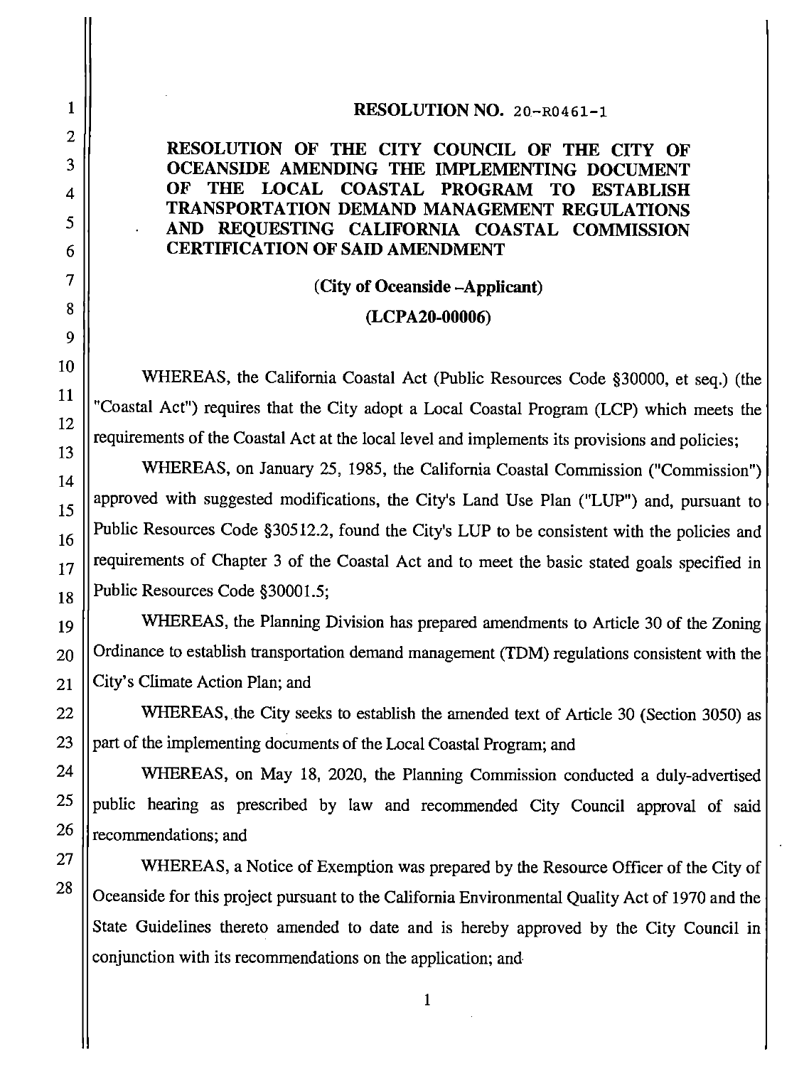**RESOLUTION NO. 20-R0461-1**

**RESOLUTION OF THE CITY COUNCIL OF THE CITY OF OCEANSIDE AMENDING THE IMPLEMENTING DOCUMENT OF THE LOCAL COASTAL PROGRAM TO ESTABLISH TRANSPORTATION DEMAND MANAGEMENT REGULATIONS AND REQUESTING CALIFORNIA COASTAL COMMISSION CERTIFICATION OF SAID AMENDMENT**

**(City of Oceanside –Applicant)**

**(LCPA20-00006)**

WHEREAS, the California Coastal Act (Public Resources Code §30000, et seq.) (the "Coastal Act") requires that the City adopt a Local Coastal Program (LCP) which meets the requirements of the Coastal Act at the local level and implements its provisions and policies;

WHEREAS, on January 25, 1985, the California Coastal Commission ("Commission") approved with suggested modifications, the City's Land Use Plan ("LUP") and, pursuant to Public Resources Code §30512.2, found the City's LUP to be consistent with the policies and requirements of Chapter 3 of the Coastal Act and to meet the basic stated goals specified in Public Resources Code §30001.5;

WHEREAS, the Planning Division has prepared amendments to Article 30 of the Zoning Ordinance to establish transportation demand management (TDM) regulations consistent with the City's Climate Action Plan; and

WHEREAS, the City seeks to establish the amended text of Article 30 (Section 3050) as part of the implementing documents of the Local Coastal Program; and

WHEREAS, on May 18, 2020, the Planning Commission conducted a duly-advertised public hearing as prescribed by law and recommended City Council approval of said recommendations; and

WHEREAS, a Notice of Exemption was prepared by the Resource Officer of the City of Oceanside for this project pursuant to the California Environmental Quality Act of 1970 and the State Guidelines thereto amended to date and is hereby approved by the City Council in conjunction with its recommendations on the application; and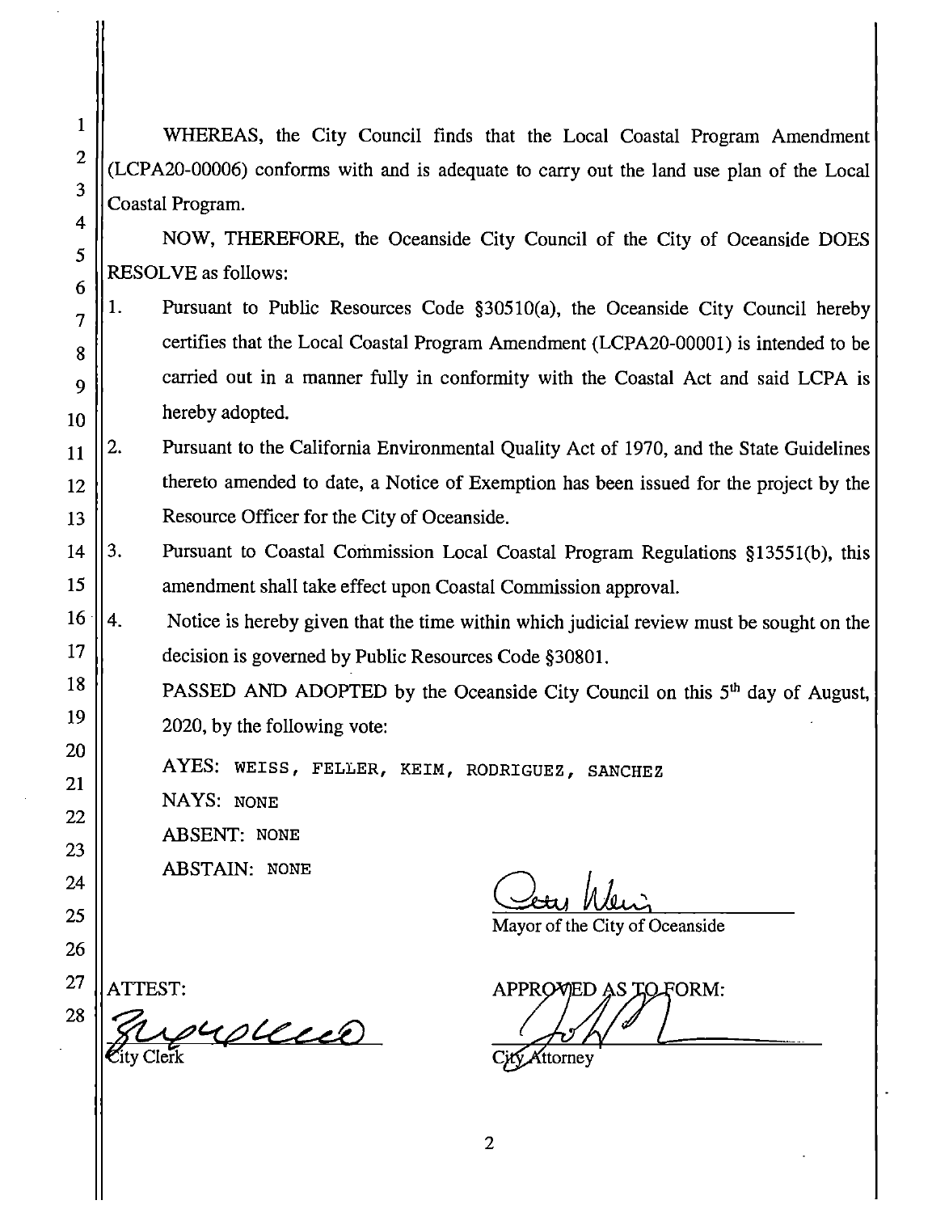WHEREAS, the City Council finds that the Local Coastal Program Amendment (LCPA20-00006) conforms with and is adequate to carry out the land use plan of the Local Coastal Program.

NOW, THEREFORE, the Oceanside City Council of the City of Oceanside DOES RESOLVE as follows:

1. Pursuant to Public Resources Code §30510(a), the Oceanside City Council hereby certifies that the Local Coastal Program Amendment (LCPA20-00001) is intended to be carried out in a manner fully in conformity with the Coastal Act and said LCPA is hereby adopted.
2. Pursuant to the California Environmental Quality Act of 1970, and the State Guidelines thereto amended to date, a Notice of Exemption has been issued for the project by the Resource Officer for the City of Oceanside.
3. Pursuant to Coastal Commission Local Coastal Program Regulations §13551(b), this amendment shall take effect upon Coastal Commission approval.
4. Notice is hereby given that the time within which judicial review must be sought on the decision is governed by Public Resources Code §30801.

PASSED AND ADOPTED by the Oceanside City Council on this 5th day of August, 2020, by the following vote:

AYES: WEISS, FELLER, KEIM, RODRIGUEZ, SANCHEZ

NAYS: NONE

ABSENT: NONE

ABSTAIN: NONE

Mayor of the City of Oceanside

ATTEST:

City Clerk

APPROVED AS TO FORM:

City Attorney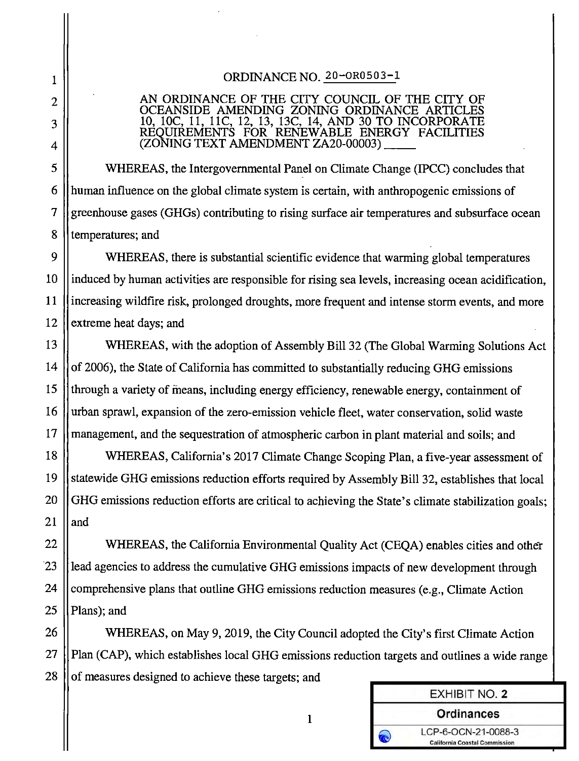ORDINANCE NO. 20-OR0503-1

AN ORDINANCE OF THE CITY COUNCIL OF THE CITY OF OCEANSIDE AMENDING ZONING ORDINANCE ARTICLES 10, 10C, 11, 11C, 12, 13, 13C, 14, AND 30 TO INCORPORATE REQUIREMENTS FOR RENEWABLE ENERGY FACILITIES (ZONING TEXT AMENDMENT ZA20-00003)

WHEREAS, the Intergovernmental Panel on Climate Change (IPCC) concludes that human influence on the global climate system is certain, with anthropogenic emissions of greenhouse gases (GHGs) contributing to rising surface air temperatures and subsurface ocean temperatures; and

WHEREAS, there is substantial scientific evidence that warming global temperatures induced by human activities are responsible for rising sea levels, increasing ocean acidification, increasing wildfire risk, prolonged droughts, more frequent and intense storm events, and more extreme heat days; and

WHEREAS, with the adoption of Assembly Bill 32 (The Global Warming Solutions Act of 2006), the State of California has committed to substantially reducing GHG emissions through a variety of means, including energy efficiency, renewable energy, containment of urban sprawl, expansion of the zero-emission vehicle fleet, water conservation, solid waste management, and the sequestration of atmospheric carbon in plant material and soils; and

WHEREAS, California's 2017 Climate Change Scoping Plan, a five-year assessment of statewide GHG emissions reduction efforts required by Assembly Bill 32, establishes that local GHG emissions reduction efforts are critical to achieving the State's climate stabilization goals; and

WHEREAS, the California Environmental Quality Act (CEQA) enables cities and other lead agencies to address the cumulative GHG emissions impacts of new development through comprehensive plans that outline GHG emissions reduction measures (e.g., Climate Action Plans); and

WHEREAS, on May 9, 2019, the City Council adopted the City's first Climate Action Plan (CAP), which establishes local GHG emissions reduction targets and outlines a wide range of measures designed to achieve these targets; and

EXHIBIT NO. 2
Ordinances
LCP-6-OCN-21-0088-3
California Coastal Commission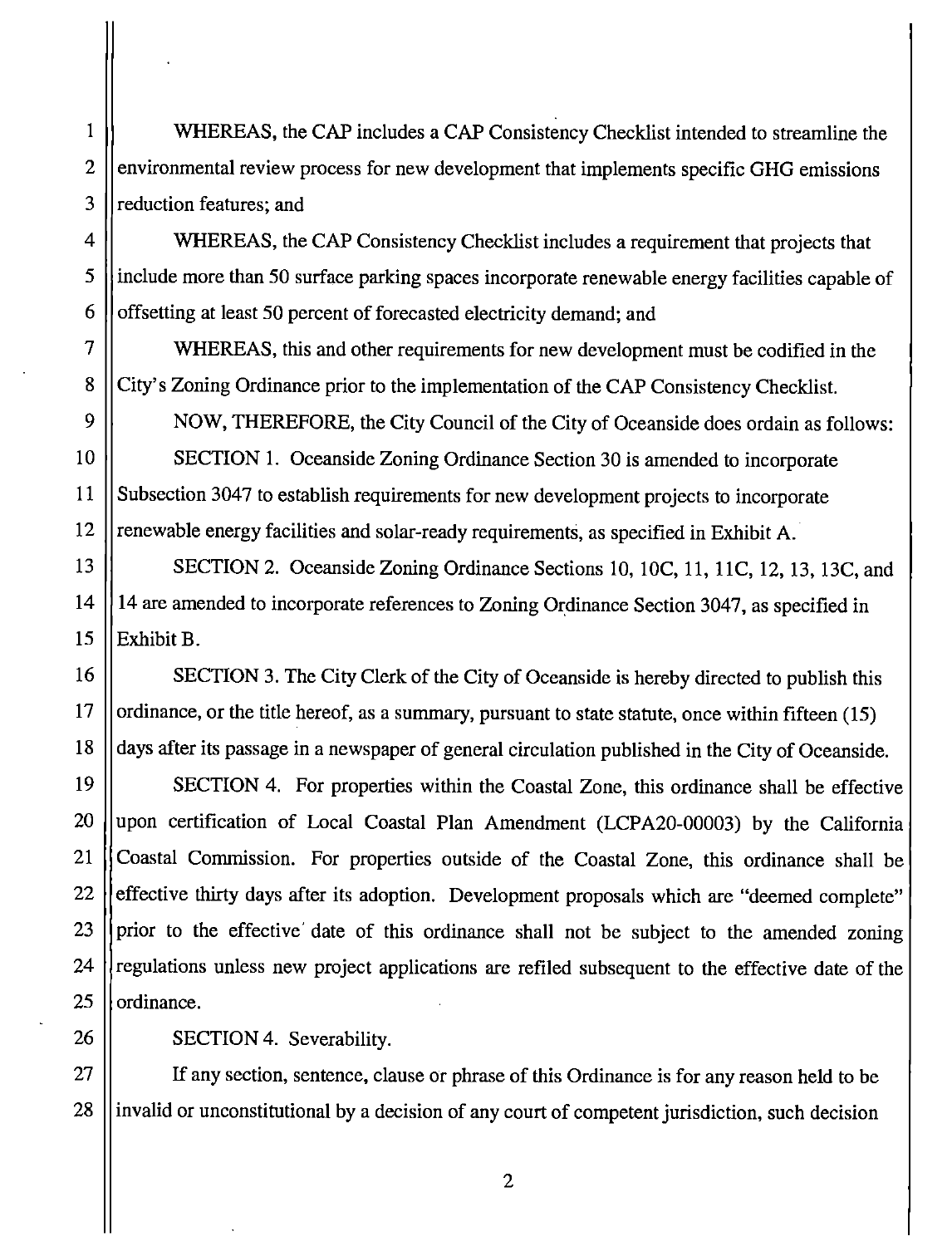WHEREAS, the CAP includes a CAP Consistency Checklist intended to streamline the environmental review process for new development that implements specific GHG emissions reduction features; and

WHEREAS, the CAP Consistency Checklist includes a requirement that projects that include more than 50 surface parking spaces incorporate renewable energy facilities capable of offsetting at least 50 percent of forecasted electricity demand; and

WHEREAS, this and other requirements for new development must be codified in the City's Zoning Ordinance prior to the implementation of the CAP Consistency Checklist.

NOW, THEREFORE, the City Council of the City of Oceanside does ordain as follows:

SECTION 1. Oceanside Zoning Ordinance Section 30 is amended to incorporate Subsection 3047 to establish requirements for new development projects to incorporate renewable energy facilities and solar-ready requirements, as specified in Exhibit A.

SECTION 2. Oceanside Zoning Ordinance Sections 10, 10C, 11, 11C, 12, 13, 13C, and 14 are amended to incorporate references to Zoning Ordinance Section 3047, as specified in Exhibit B.

SECTION 3. The City Clerk of the City of Oceanside is hereby directed to publish this ordinance, or the title hereof, as a summary, pursuant to state statute, once within fifteen (15) days after its passage in a newspaper of general circulation published in the City of Oceanside.

SECTION 4. For properties within the Coastal Zone, this ordinance shall be effective upon certification of Local Coastal Plan Amendment (LCPA20-00003) by the California Coastal Commission. For properties outside of the Coastal Zone, this ordinance shall be effective thirty days after its adoption. Development proposals which are "deemed complete" prior to the effective date of this ordinance shall not be subject to the amended zoning regulations unless new project applications are refiled subsequent to the effective date of the ordinance.

SECTION 4. Severability.

If any section, sentence, clause or phrase of this Ordinance is for any reason held to be invalid or unconstitutional by a decision of any court of competent jurisdiction, such decision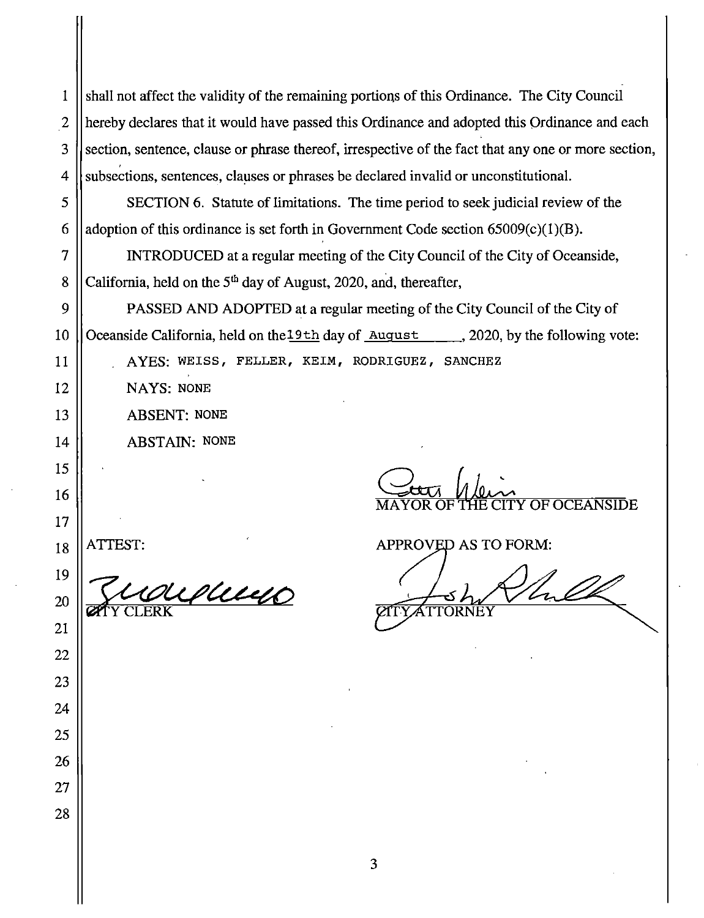shall not affect the validity of the remaining portions of this Ordinance. The City Council hereby declares that it would have passed this Ordinance and adopted this Ordinance and each section, sentence, clause or phrase thereof, irrespective of the fact that any one or more section, subsections, sentences, clauses or phrases be declared invalid or unconstitutional.

SECTION 6. Statute of limitations. The time period to seek judicial review of the adoption of this ordinance is set forth in Government Code section 65009(c)(1)(B).

INTRODUCED at a regular meeting of the City Council of the City of Oceanside, California, held on the 5th day of August, 2020, and, thereafter,

PASSED AND ADOPTED at a regular meeting of the City Council of the City of Oceanside California, held on the 19th day of August, 2020, by the following vote:

AYES: WEISS, FELLER, KEIM, RODRIGUEZ, SANCHEZ

NAYS: NONE

ABSENT: NONE

ABSTAIN: NONE

MAYOR OF THE CITY OF OCEANSIDE

ATTEST:

CITY CLERK

APPROVED AS TO FORM:

CITY ATTORNEY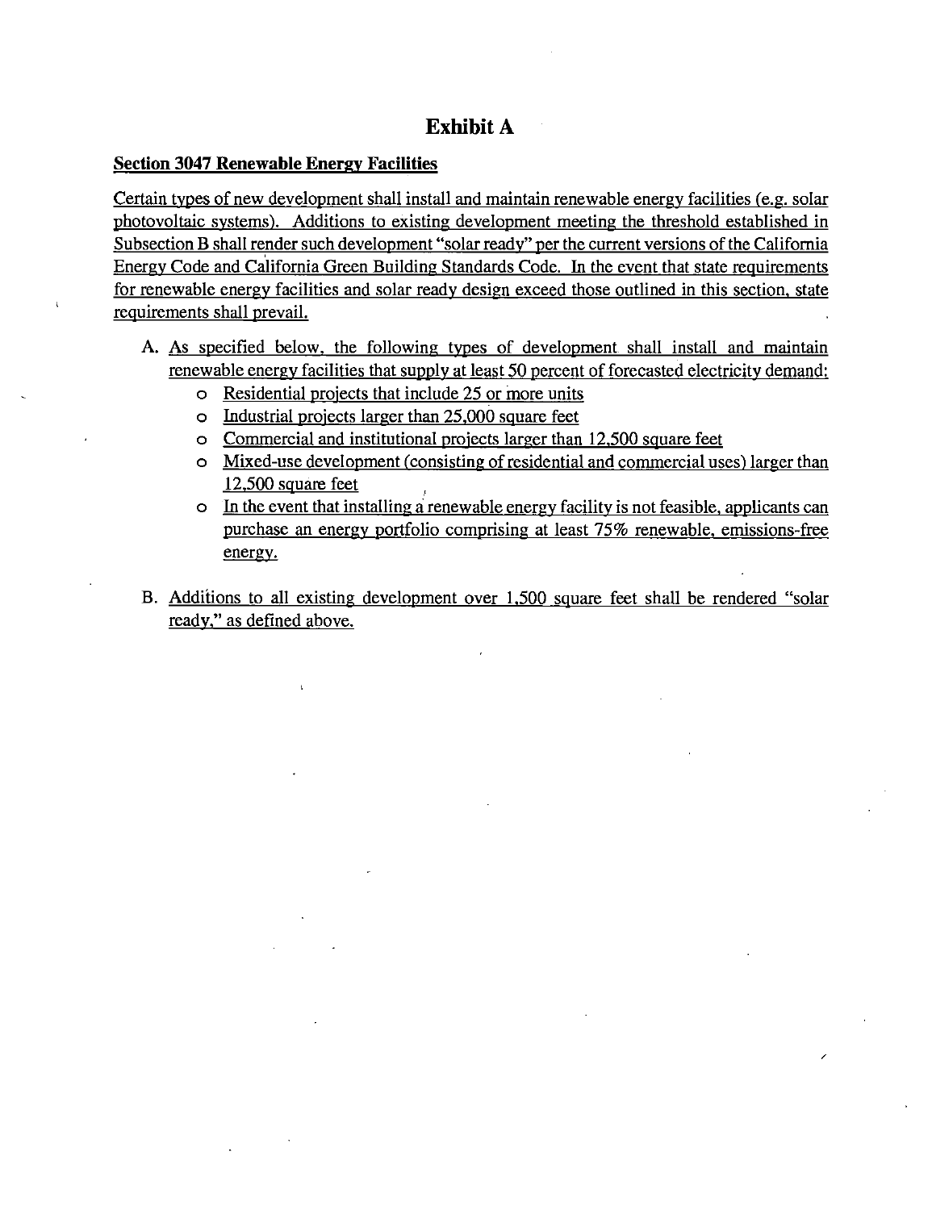# Exhibit A

**Section 3047 Renewable Energy Facilities**

Certain types of new development shall install and maintain renewable energy facilities (e.g. solar photovoltaic systems). Additions to existing development meeting the threshold established in Subsection B shall render such development "solar ready" per the current versions of the California Energy Code and California Green Building Standards Code. In the event that state requirements for renewable energy facilities and solar ready design exceed those outlined in this section, state requirements shall prevail.

A. As specified below, the following types of development shall install and maintain renewable energy facilities that supply at least 50 percent of forecasted electricity demand:
   - Residential projects that include 25 or more units
   - Industrial projects larger than 25,000 square feet
   - Commercial and institutional projects larger than 12,500 square feet
   - Mixed-use development (consisting of residential and commercial uses) larger than 12,500 square feet
   - In the event that installing a renewable energy facility is not feasible, applicants can purchase an energy portfolio comprising at least 75% renewable, emissions-free energy.

B. Additions to all existing development over 1,500 square feet shall be rendered "solar ready," as defined above.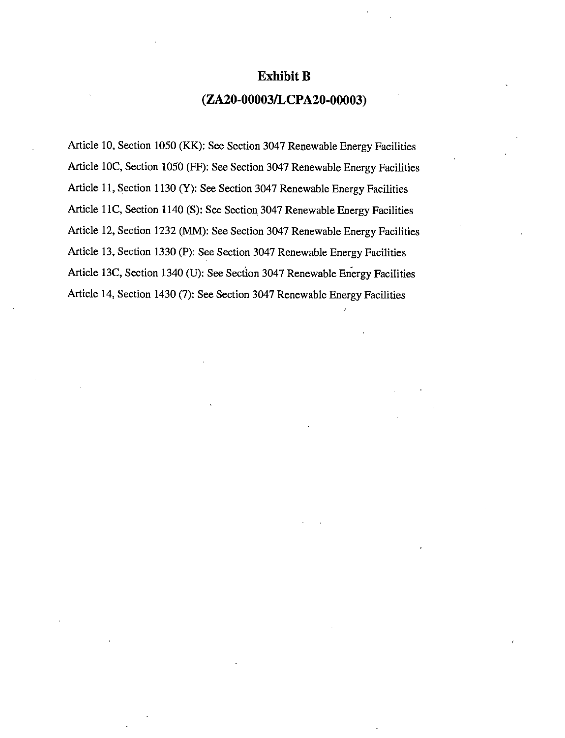# Exhibit B

# (ZA20-00003/LCPA20-00003)

Article 10, Section 1050 (KK): See Section 3047 Renewable Energy Facilities

Article 10C, Section 1050 (FF): See Section 3047 Renewable Energy Facilities

Article 11, Section 1130 (Y): See Section 3047 Renewable Energy Facilities

Article 11C, Section 1140 (S): See Section 3047 Renewable Energy Facilities

Article 12, Section 1232 (MM): See Section 3047 Renewable Energy Facilities

Article 13, Section 1330 (P): See Section 3047 Renewable Energy Facilities

Article 13C, Section 1340 (U): See Section 3047 Renewable Energy Facilities

Article 14, Section 1430 (7): See Section 3047 Renewable Energy Facilities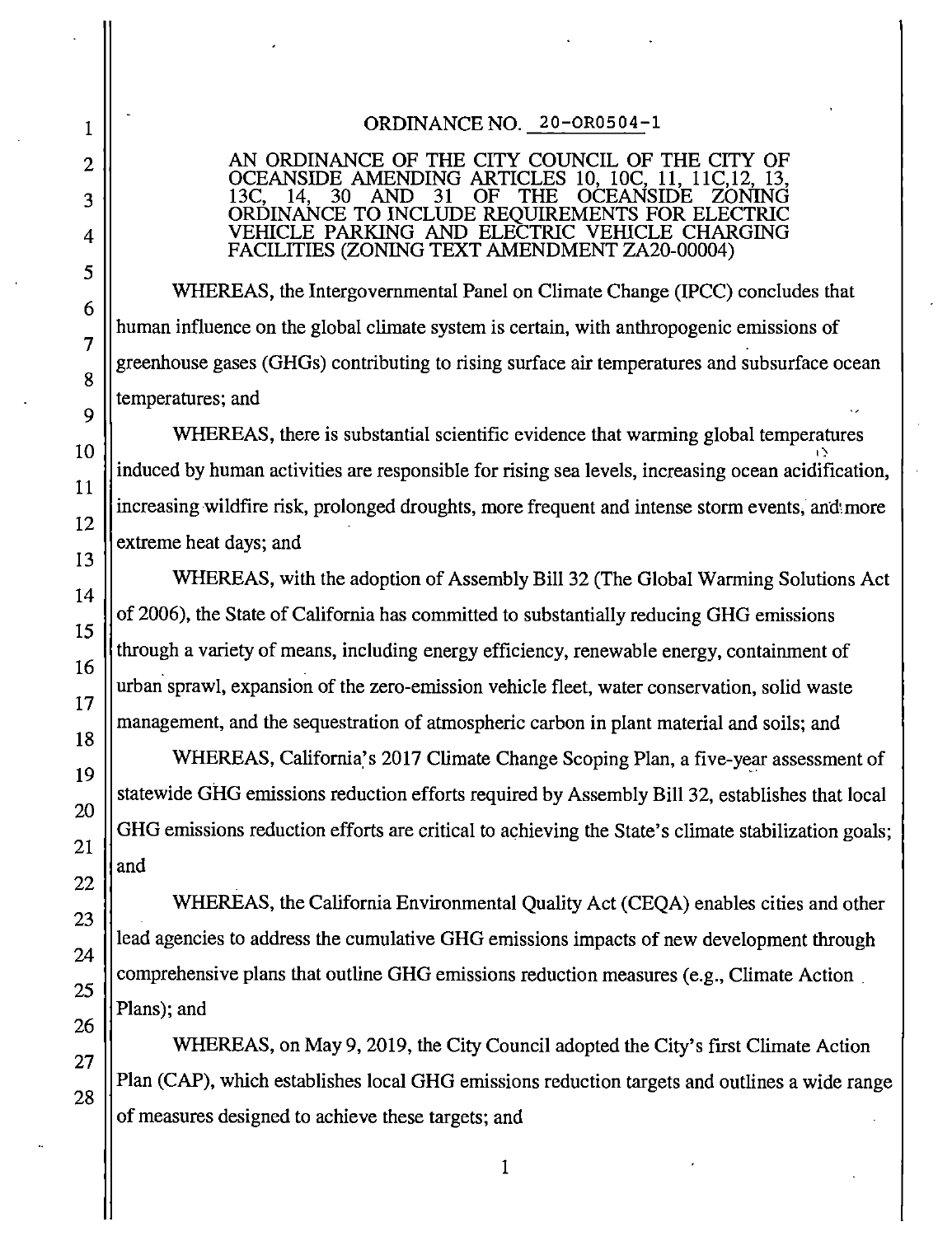ORDINANCE NO. 20-OR0504-1

AN ORDINANCE OF THE CITY COUNCIL OF THE CITY OF OCEANSIDE AMENDING ARTICLES 10, 10C, 11, 11C,12, 13, 13C, 14, 30 AND 31 OF THE OCEANSIDE ZONING ORDINANCE TO INCLUDE REQUIREMENTS FOR ELECTRIC VEHICLE PARKING AND ELECTRIC VEHICLE CHARGING FACILITIES (ZONING TEXT AMENDMENT ZA20-00004)

WHEREAS, the Intergovernmental Panel on Climate Change (IPCC) concludes that human influence on the global climate system is certain, with anthropogenic emissions of greenhouse gases (GHGs) contributing to rising surface air temperatures and subsurface ocean temperatures; and

WHEREAS, there is substantial scientific evidence that warming global temperatures induced by human activities are responsible for rising sea levels, increasing ocean acidification, increasing wildfire risk, prolonged droughts, more frequent and intense storm events, and more extreme heat days; and

WHEREAS, with the adoption of Assembly Bill 32 (The Global Warming Solutions Act of 2006), the State of California has committed to substantially reducing GHG emissions through a variety of means, including energy efficiency, renewable energy, containment of urban sprawl, expansion of the zero-emission vehicle fleet, water conservation, solid waste management, and the sequestration of atmospheric carbon in plant material and soils; and

WHEREAS, California's 2017 Climate Change Scoping Plan, a five-year assessment of statewide GHG emissions reduction efforts required by Assembly Bill 32, establishes that local GHG emissions reduction efforts are critical to achieving the State's climate stabilization goals; and

WHEREAS, the California Environmental Quality Act (CEQA) enables cities and other lead agencies to address the cumulative GHG emissions impacts of new development through comprehensive plans that outline GHG emissions reduction measures (e.g., Climate Action Plans); and

WHEREAS, on May 9, 2019, the City Council adopted the City's first Climate Action Plan (CAP), which establishes local GHG emissions reduction targets and outlines a wide range of measures designed to achieve these targets; and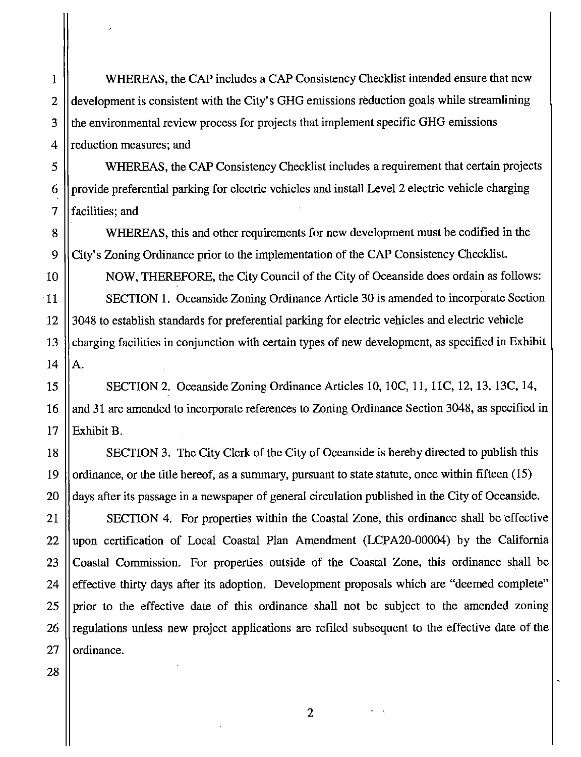WHEREAS, the CAP includes a CAP Consistency Checklist intended ensure that new development is consistent with the City's GHG emissions reduction goals while streamlining the environmental review process for projects that implement specific GHG emissions reduction measures; and

WHEREAS, the CAP Consistency Checklist includes a requirement that certain projects provide preferential parking for electric vehicles and install Level 2 electric vehicle charging facilities; and

WHEREAS, this and other requirements for new development must be codified in the City's Zoning Ordinance prior to the implementation of the CAP Consistency Checklist.

NOW, THEREFORE, the City Council of the City of Oceanside does ordain as follows:

SECTION 1. Oceanside Zoning Ordinance Article 30 is amended to incorporate Section 3048 to establish standards for preferential parking for electric vehicles and electric vehicle charging facilities in conjunction with certain types of new development, as specified in Exhibit A.

SECTION 2. Oceanside Zoning Ordinance Articles 10, 10C, 11, 11C, 12, 13, 13C, 14, and 31 are amended to incorporate references to Zoning Ordinance Section 3048, as specified in Exhibit B.

SECTION 3. The City Clerk of the City of Oceanside is hereby directed to publish this ordinance, or the title hereof, as a summary, pursuant to state statute, once within fifteen (15) days after its passage in a newspaper of general circulation published in the City of Oceanside.

SECTION 4. For properties within the Coastal Zone, this ordinance shall be effective upon certification of Local Coastal Plan Amendment (LCPA20-00004) by the California Coastal Commission. For properties outside of the Coastal Zone, this ordinance shall be effective thirty days after its adoption. Development proposals which are "deemed complete" prior to the effective date of this ordinance shall not be subject to the amended zoning regulations unless new project applications are refiled subsequent to the effective date of the ordinance.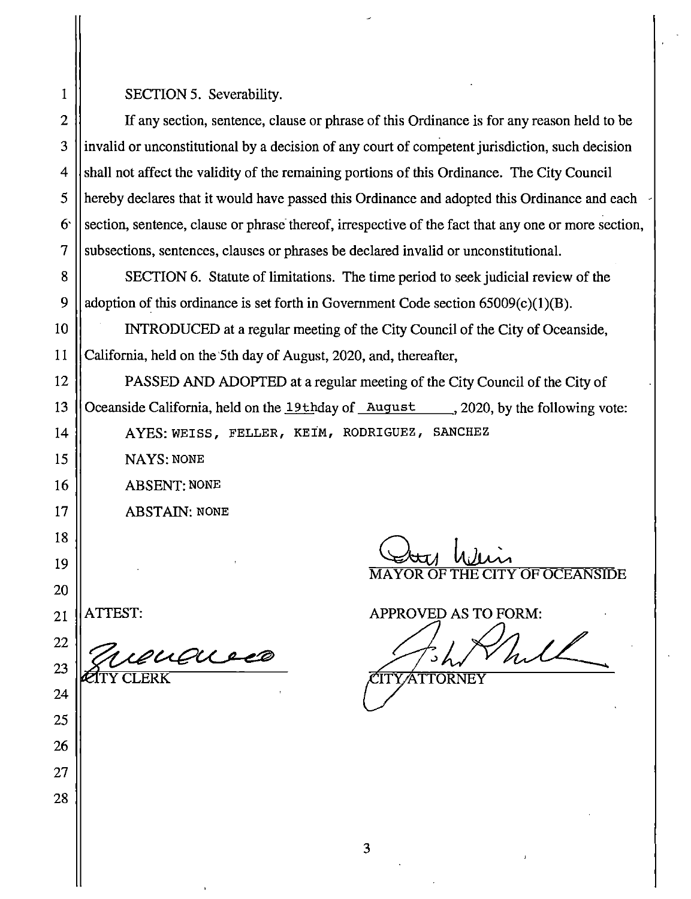SECTION 5. Severability.

If any section, sentence, clause or phrase of this Ordinance is for any reason held to be invalid or unconstitutional by a decision of any court of competent jurisdiction, such decision shall not affect the validity of the remaining portions of this Ordinance. The City Council hereby declares that it would have passed this Ordinance and adopted this Ordinance and each section, sentence, clause or phrase thereof, irrespective of the fact that any one or more section, subsections, sentences, clauses or phrases be declared invalid or unconstitutional.

SECTION 6. Statute of limitations. The time period to seek judicial review of the adoption of this ordinance is set forth in Government Code section 65009(c)(1)(B).

INTRODUCED at a regular meeting of the City Council of the City of Oceanside, California, held on the 5th day of August, 2020, and, thereafter,

PASSED AND ADOPTED at a regular meeting of the City Council of the City of Oceanside California, held on the 19th day of August, 2020, by the following vote:

AYES: WEISS, FELLER, KEIM, RODRIGUEZ, SANCHEZ

NAYS: NONE

ABSENT: NONE

ABSTAIN: NONE

MAYOR OF THE CITY OF OCEANSIDE

ATTEST:

CITY CLERK

APPROVED AS TO FORM:

CITY ATTORNEY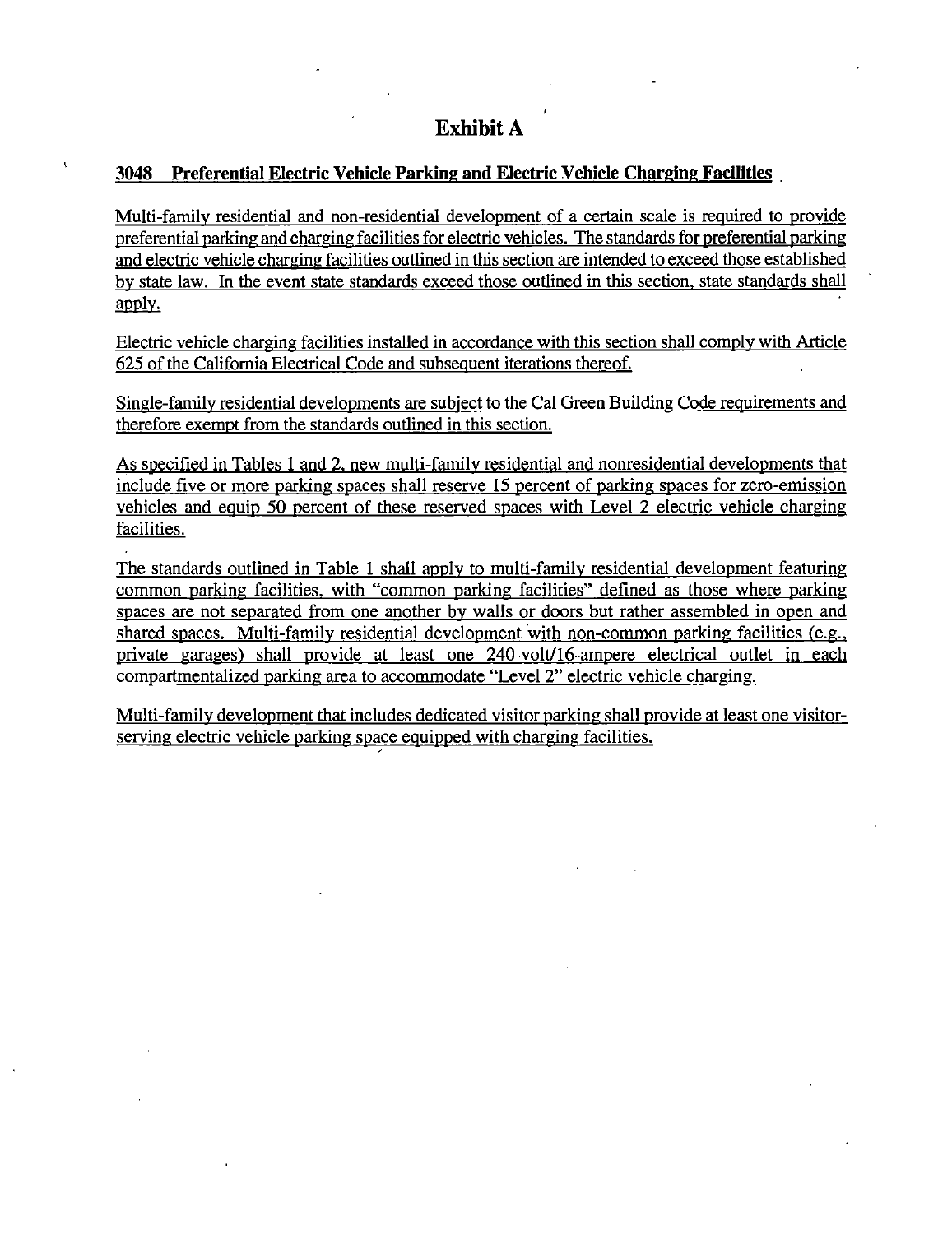# Exhibit A

## 3048 Preferential Electric Vehicle Parking and Electric Vehicle Charging Facilities

Multi-family residential and non-residential development of a certain scale is required to provide preferential parking and charging facilities for electric vehicles. The standards for preferential parking and electric vehicle charging facilities outlined in this section are intended to exceed those established by state law. In the event state standards exceed those outlined in this section, state standards shall apply.

Electric vehicle charging facilities installed in accordance with this section shall comply with Article 625 of the California Electrical Code and subsequent iterations thereof.

Single-family residential developments are subject to the Cal Green Building Code requirements and therefore exempt from the standards outlined in this section.

As specified in Tables 1 and 2, new multi-family residential and nonresidential developments that include five or more parking spaces shall reserve 15 percent of parking spaces for zero-emission vehicles and equip 50 percent of these reserved spaces with Level 2 electric vehicle charging facilities.

The standards outlined in Table 1 shall apply to multi-family residential development featuring common parking facilities, with "common parking facilities" defined as those where parking spaces are not separated from one another by walls or doors but rather assembled in open and shared spaces. Multi-family residential development with non-common parking facilities (e.g., private garages) shall provide at least one 240-volt/16-ampere electrical outlet in each compartmentalized parking area to accommodate "Level 2" electric vehicle charging.

Multi-family development that includes dedicated visitor parking shall provide at least one visitor-serving electric vehicle parking space equipped with charging facilities.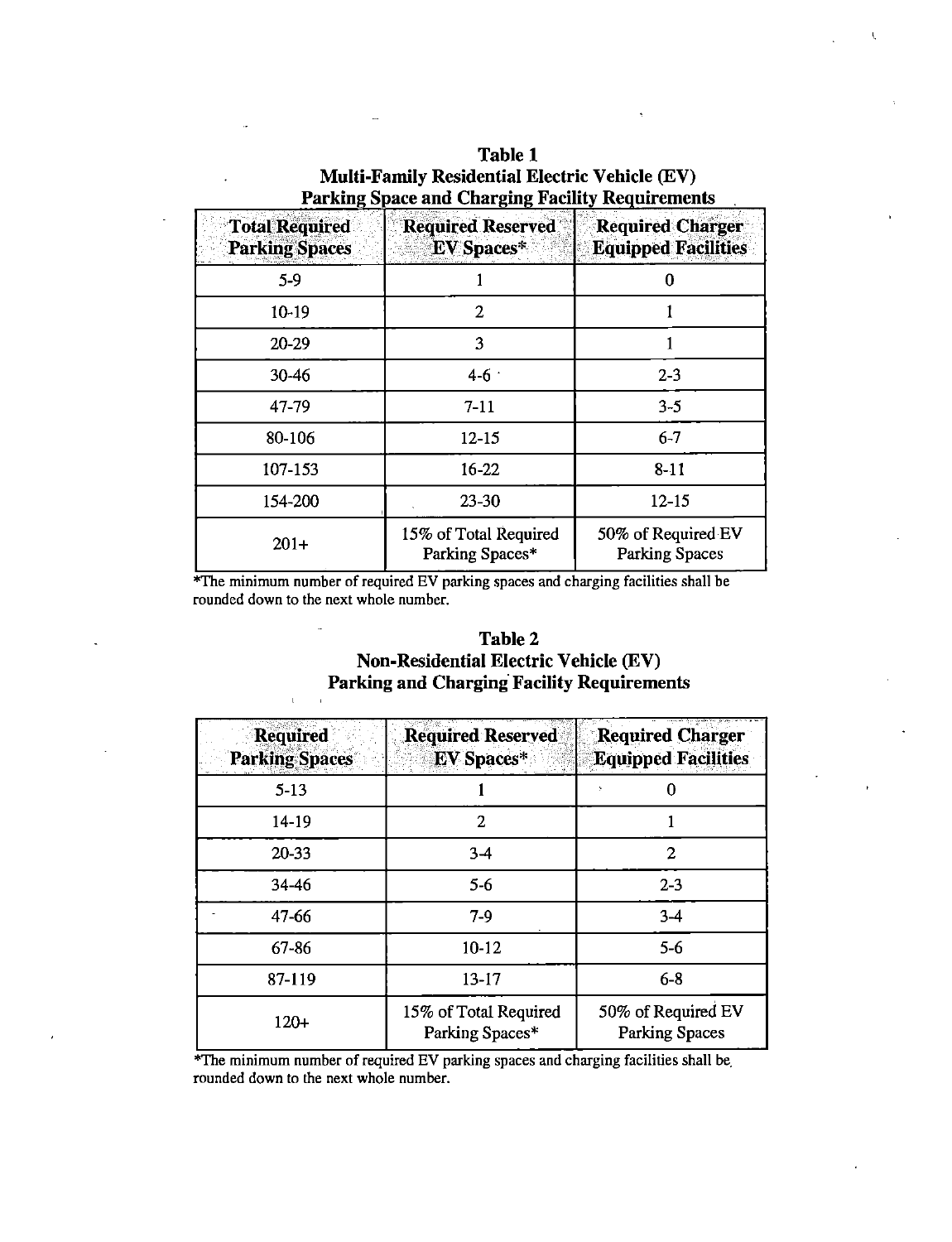**Table 1**
**Multi-Family Residential Electric Vehicle (EV)**
**Parking Space and Charging Facility Requirements**

| Total Required Parking Spaces | Required Reserved EV Spaces* | Required Charger Equipped Facilities |
|---|---|---|
| 5-9 | 1 | 0 |
| 10-19 | 2 | 1 |
| 20-29 | 3 | 1 |
| 30-46 | 4-6 | 2-3 |
| 47-79 | 7-11 | 3-5 |
| 80-106 | 12-15 | 6-7 |
| 107-153 | 16-22 | 8-11 |
| 154-200 | 23-30 | 12-15 |
| 201+ | 15% of Total Required Parking Spaces* | 50% of Required EV Parking Spaces |

*The minimum number of required EV parking spaces and charging facilities shall be rounded down to the next whole number.

**Table 2**
**Non-Residential Electric Vehicle (EV)**
**Parking and Charging Facility Requirements**

| Required Parking Spaces | Required Reserved EV Spaces* | Required Charger Equipped Facilities |
|---|---|---|
| 5-13 | 1 | 0 |
| 14-19 | 2 | 1 |
| 20-33 | 3-4 | 2 |
| 34-46 | 5-6 | 2-3 |
| 47-66 | 7-9 | 3-4 |
| 67-86 | 10-12 | 5-6 |
| 87-119 | 13-17 | 6-8 |
| 120+ | 15% of Total Required Parking Spaces* | 50% of Required EV Parking Spaces |

*The minimum number of required EV parking spaces and charging facilities shall be rounded down to the next whole number.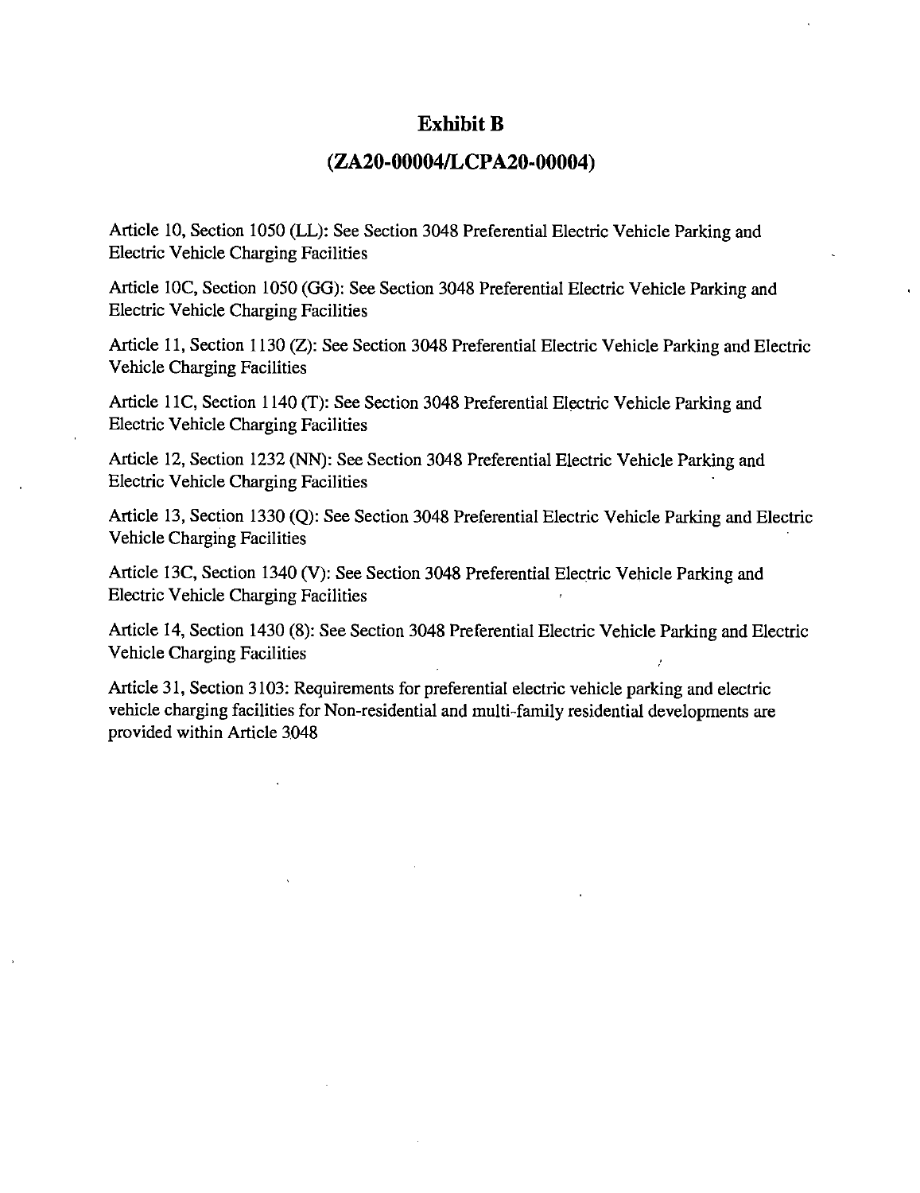# Exhibit B

## (ZA20-00004/LCPA20-00004)

Article 10, Section 1050 (LL): See Section 3048 Preferential Electric Vehicle Parking and Electric Vehicle Charging Facilities

Article 10C, Section 1050 (GG): See Section 3048 Preferential Electric Vehicle Parking and Electric Vehicle Charging Facilities

Article 11, Section 1130 (Z): See Section 3048 Preferential Electric Vehicle Parking and Electric Vehicle Charging Facilities

Article 11C, Section 1140 (T): See Section 3048 Preferential Electric Vehicle Parking and Electric Vehicle Charging Facilities

Article 12, Section 1232 (NN): See Section 3048 Preferential Electric Vehicle Parking and Electric Vehicle Charging Facilities

Article 13, Section 1330 (Q): See Section 3048 Preferential Electric Vehicle Parking and Electric Vehicle Charging Facilities

Article 13C, Section 1340 (V): See Section 3048 Preferential Electric Vehicle Parking and Electric Vehicle Charging Facilities

Article 14, Section 1430 (8): See Section 3048 Preferential Electric Vehicle Parking and Electric Vehicle Charging Facilities

Article 31, Section 3103: Requirements for preferential electric vehicle parking and electric vehicle charging facilities for Non-residential and multi-family residential developments are provided within Article 3048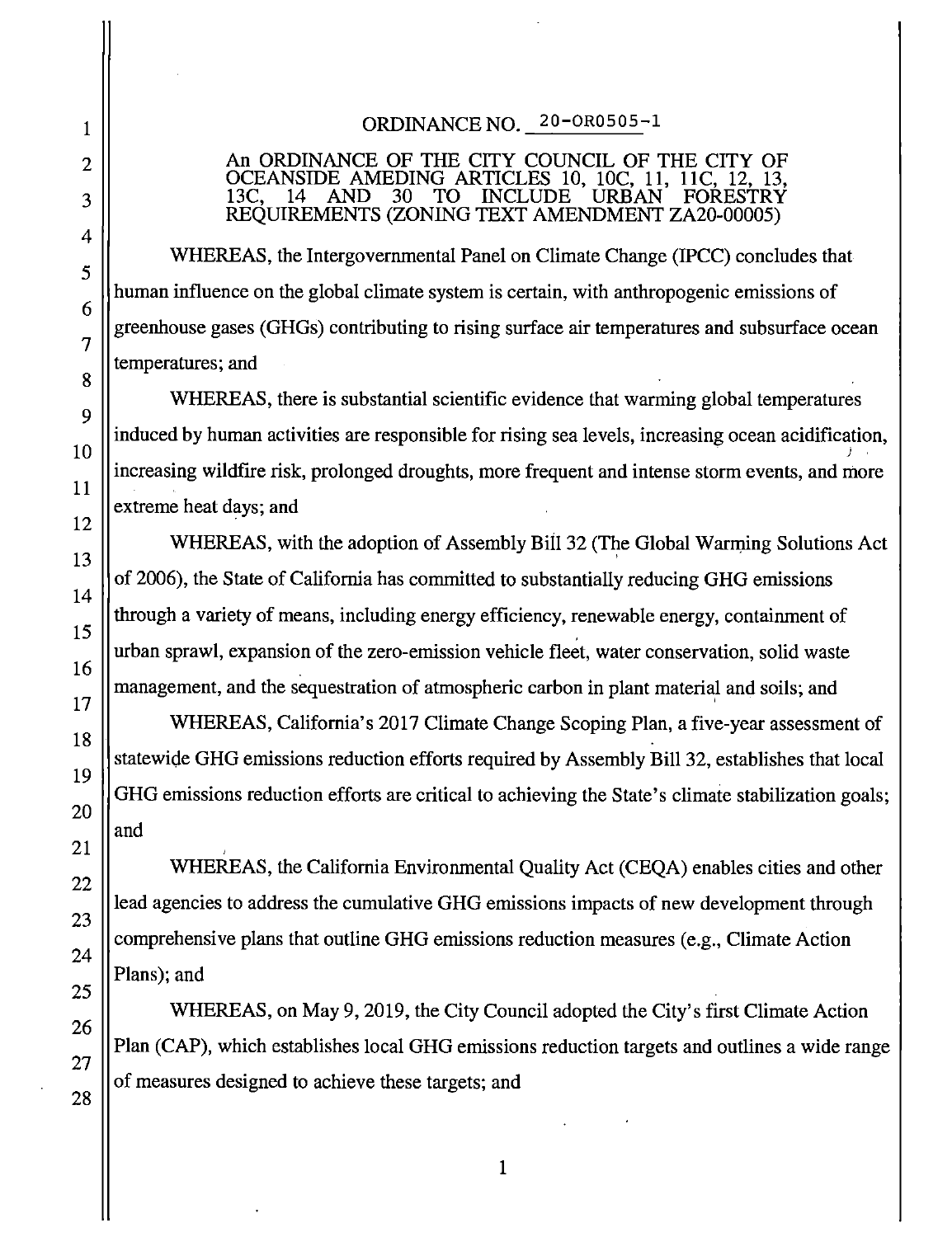ORDINANCE NO. 20-OR0505-1

An ORDINANCE OF THE CITY COUNCIL OF THE CITY OF OCEANSIDE AMEDING ARTICLES 10, 10C, 11, 11C, 12, 13, 13C, 14 AND 30 TO INCLUDE URBAN FORESTRY REQUIREMENTS (ZONING TEXT AMENDMENT ZA20-00005)

WHEREAS, the Intergovernmental Panel on Climate Change (IPCC) concludes that human influence on the global climate system is certain, with anthropogenic emissions of greenhouse gases (GHGs) contributing to rising surface air temperatures and subsurface ocean temperatures; and

WHEREAS, there is substantial scientific evidence that warming global temperatures induced by human activities are responsible for rising sea levels, increasing ocean acidification, increasing wildfire risk, prolonged droughts, more frequent and intense storm events, and more extreme heat days; and

WHEREAS, with the adoption of Assembly Bill 32 (The Global Warming Solutions Act of 2006), the State of California has committed to substantially reducing GHG emissions through a variety of means, including energy efficiency, renewable energy, containment of urban sprawl, expansion of the zero-emission vehicle fleet, water conservation, solid waste management, and the sequestration of atmospheric carbon in plant material and soils; and

WHEREAS, California's 2017 Climate Change Scoping Plan, a five-year assessment of statewide GHG emissions reduction efforts required by Assembly Bill 32, establishes that local GHG emissions reduction efforts are critical to achieving the State's climate stabilization goals; and

WHEREAS, the California Environmental Quality Act (CEQA) enables cities and other lead agencies to address the cumulative GHG emissions impacts of new development through comprehensive plans that outline GHG emissions reduction measures (e.g., Climate Action Plans); and

WHEREAS, on May 9, 2019, the City Council adopted the City's first Climate Action Plan (CAP), which establishes local GHG emissions reduction targets and outlines a wide range of measures designed to achieve these targets; and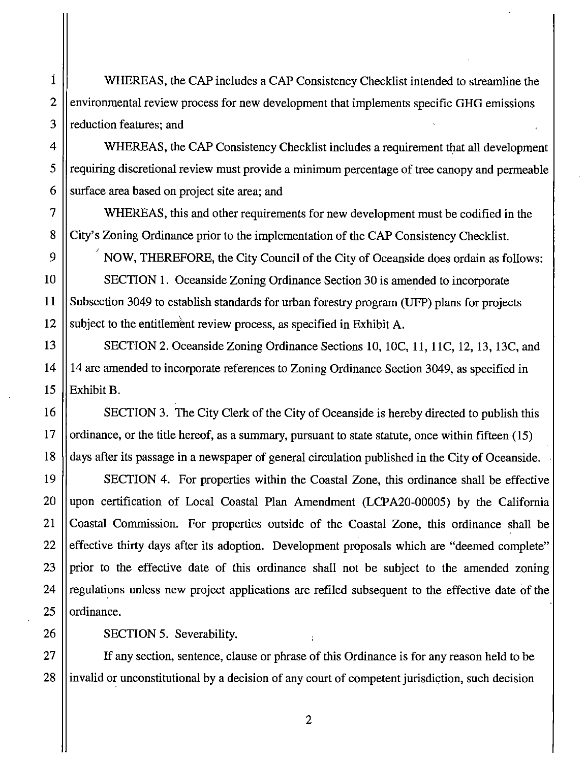WHEREAS, the CAP includes a CAP Consistency Checklist intended to streamline the environmental review process for new development that implements specific GHG emissions reduction features; and

WHEREAS, the CAP Consistency Checklist includes a requirement that all development requiring discretional review must provide a minimum percentage of tree canopy and permeable surface area based on project site area; and

WHEREAS, this and other requirements for new development must be codified in the City's Zoning Ordinance prior to the implementation of the CAP Consistency Checklist.

NOW, THEREFORE, the City Council of the City of Oceanside does ordain as follows:

SECTION 1. Oceanside Zoning Ordinance Section 30 is amended to incorporate Subsection 3049 to establish standards for urban forestry program (UFP) plans for projects subject to the entitlement review process, as specified in Exhibit A.

SECTION 2. Oceanside Zoning Ordinance Sections 10, 10C, 11, 11C, 12, 13, 13C, and 14 are amended to incorporate references to Zoning Ordinance Section 3049, as specified in Exhibit B.

SECTION 3. The City Clerk of the City of Oceanside is hereby directed to publish this ordinance, or the title hereof, as a summary, pursuant to state statute, once within fifteen (15) days after its passage in a newspaper of general circulation published in the City of Oceanside.

SECTION 4. For properties within the Coastal Zone, this ordinance shall be effective upon certification of Local Coastal Plan Amendment (LCPA20-00005) by the California Coastal Commission. For properties outside of the Coastal Zone, this ordinance shall be effective thirty days after its adoption. Development proposals which are "deemed complete" prior to the effective date of this ordinance shall not be subject to the amended zoning regulations unless new project applications are refiled subsequent to the effective date of the ordinance.

SECTION 5. Severability.

If any section, sentence, clause or phrase of this Ordinance is for any reason held to be invalid or unconstitutional by a decision of any court of competent jurisdiction, such decision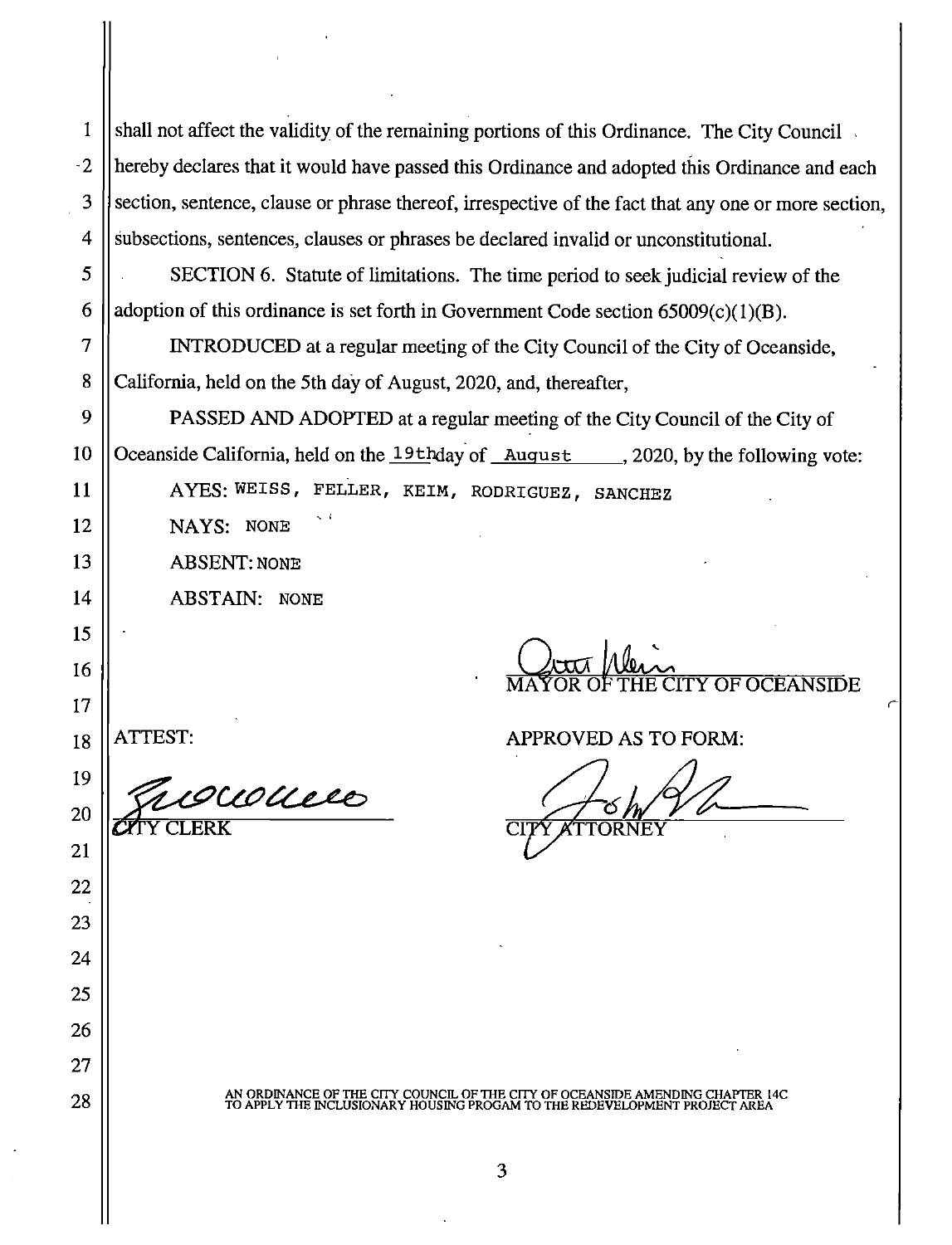shall not affect the validity of the remaining portions of this Ordinance. The City Council hereby declares that it would have passed this Ordinance and adopted this Ordinance and each section, sentence, clause or phrase thereof, irrespective of the fact that any one or more section, subsections, sentences, clauses or phrases be declared invalid or unconstitutional.

SECTION 6. Statute of limitations. The time period to seek judicial review of the adoption of this ordinance is set forth in Government Code section 65009(c)(1)(B).

INTRODUCED at a regular meeting of the City Council of the City of Oceanside, California, held on the 5th day of August, 2020, and, thereafter,

PASSED AND ADOPTED at a regular meeting of the City Council of the City of Oceanside California, held on the 19th day of August, 2020, by the following vote:

AYES: WEISS, FELLER, KEIM, RODRIGUEZ, SANCHEZ

NAYS: NONE

ABSENT: NONE

ABSTAIN: NONE

MAYOR OF THE CITY OF OCEANSIDE

ATTEST:

CITY CLERK

APPROVED AS TO FORM:

CITY ATTORNEY

AN ORDINANCE OF THE CITY COUNCIL OF THE CITY OF OCEANSIDE AMENDING CHAPTER 14C TO APPLY THE INCLUSIONARY HOUSING PROGAM TO THE REDEVELOPMENT PROJECT AREA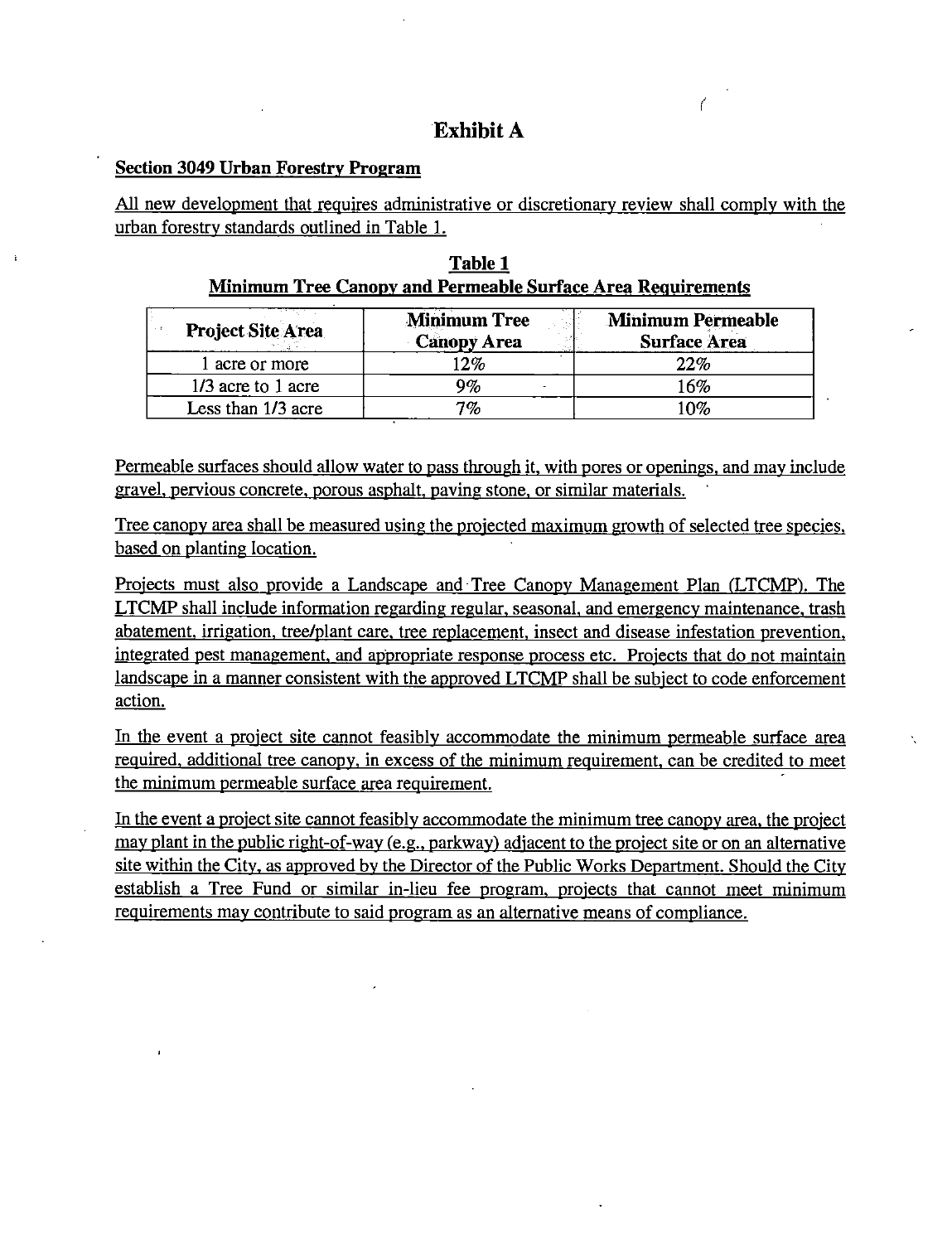# Exhibit A

**Section 3049 Urban Forestry Program**

All new development that requires administrative or discretionary review shall comply with the urban forestry standards outlined in Table 1.

**Table 1**
**Minimum Tree Canopy and Permeable Surface Area Requirements**

| Project Site Area | Minimum Tree Canopy Area | Minimum Permeable Surface Area |
|---|---|---|
| 1 acre or more | 12% | 22% |
| 1/3 acre to 1 acre | 9% | 16% |
| Less than 1/3 acre | 7% | 10% |

Permeable surfaces should allow water to pass through it, with pores or openings, and may include gravel, pervious concrete, porous asphalt, paving stone, or similar materials.

Tree canopy area shall be measured using the projected maximum growth of selected tree species, based on planting location.

Projects must also provide a Landscape and Tree Canopy Management Plan (LTCMP). The LTCMP shall include information regarding regular, seasonal, and emergency maintenance, trash abatement, irrigation, tree/plant care, tree replacement, insect and disease infestation prevention, integrated pest management, and appropriate response process etc. Projects that do not maintain landscape in a manner consistent with the approved LTCMP shall be subject to code enforcement action.

In the event a project site cannot feasibly accommodate the minimum permeable surface area required, additional tree canopy, in excess of the minimum requirement, can be credited to meet the minimum permeable surface area requirement.

In the event a project site cannot feasibly accommodate the minimum tree canopy area, the project may plant in the public right-of-way (e.g., parkway) adjacent to the project site or on an alternative site within the City, as approved by the Director of the Public Works Department. Should the City establish a Tree Fund or similar in-lieu fee program, projects that cannot meet minimum requirements may contribute to said program as an alternative means of compliance.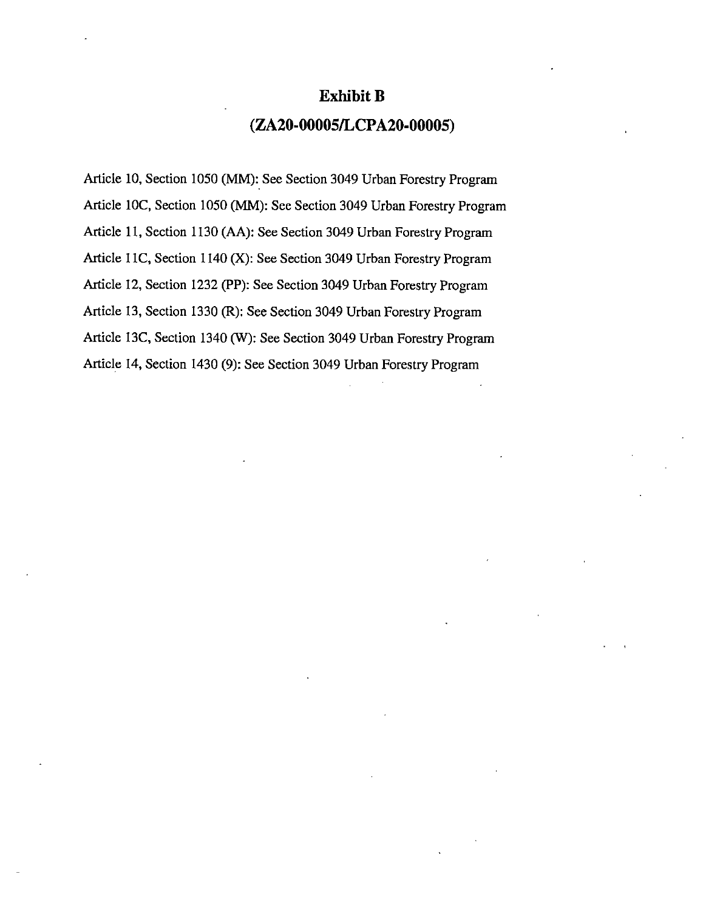# Exhibit B

## (ZA20-00005/LCPA20-00005)

Article 10, Section 1050 (MM): See Section 3049 Urban Forestry Program

Article 10C, Section 1050 (MM): See Section 3049 Urban Forestry Program

Article 11, Section 1130 (AA): See Section 3049 Urban Forestry Program

Article 11C, Section 1140 (X): See Section 3049 Urban Forestry Program

Article 12, Section 1232 (PP): See Section 3049 Urban Forestry Program

Article 13, Section 1330 (R): See Section 3049 Urban Forestry Program

Article 13C, Section 1340 (W): See Section 3049 Urban Forestry Program

Article 14, Section 1430 (9): See Section 3049 Urban Forestry Program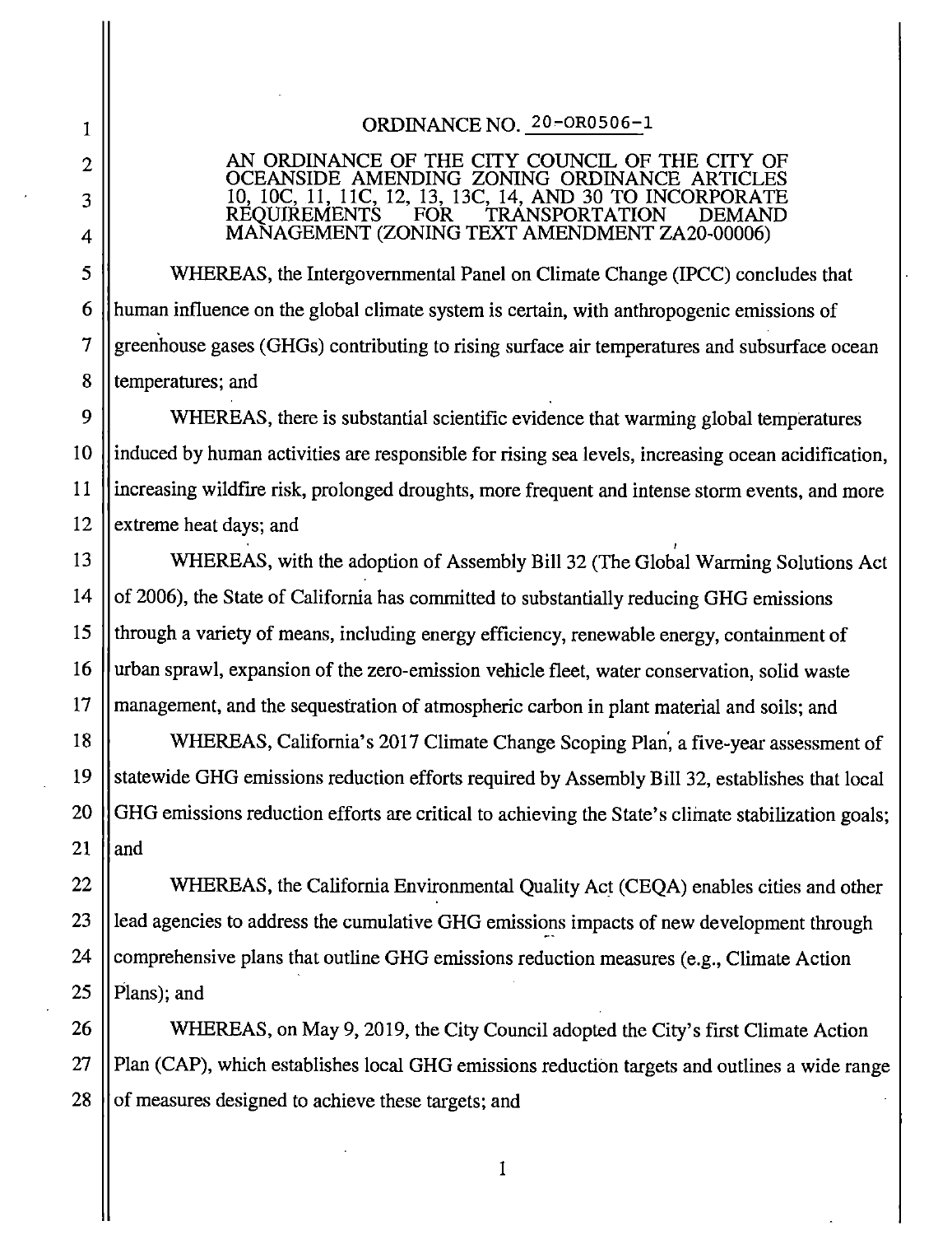# ORDINANCE NO. 20-OR0506-1

**AN ORDINANCE OF THE CITY COUNCIL OF THE CITY OF OCEANSIDE AMENDING ZONING ORDINANCE ARTICLES 10, 10C, 11, 11C, 12, 13, 13C, 14, AND 30 TO INCORPORATE REQUIREMENTS FOR TRANSPORTATION DEMAND MANAGEMENT (ZONING TEXT AMENDMENT ZA20-00006)**

WHEREAS, the Intergovernmental Panel on Climate Change (IPCC) concludes that human influence on the global climate system is certain, with anthropogenic emissions of greenhouse gases (GHGs) contributing to rising surface air temperatures and subsurface ocean temperatures; and

WHEREAS, there is substantial scientific evidence that warming global temperatures induced by human activities are responsible for rising sea levels, increasing ocean acidification, increasing wildfire risk, prolonged droughts, more frequent and intense storm events, and more extreme heat days; and

WHEREAS, with the adoption of Assembly Bill 32 (The Global Warming Solutions Act of 2006), the State of California has committed to substantially reducing GHG emissions through a variety of means, including energy efficiency, renewable energy, containment of urban sprawl, expansion of the zero-emission vehicle fleet, water conservation, solid waste management, and the sequestration of atmospheric carbon in plant material and soils; and

WHEREAS, California's 2017 Climate Change Scoping Plan, a five-year assessment of statewide GHG emissions reduction efforts required by Assembly Bill 32, establishes that local GHG emissions reduction efforts are critical to achieving the State's climate stabilization goals; and

WHEREAS, the California Environmental Quality Act (CEQA) enables cities and other lead agencies to address the cumulative GHG emissions impacts of new development through comprehensive plans that outline GHG emissions reduction measures (e.g., Climate Action Plans); and

WHEREAS, on May 9, 2019, the City Council adopted the City's first Climate Action Plan (CAP), which establishes local GHG emissions reduction targets and outlines a wide range of measures designed to achieve these targets; and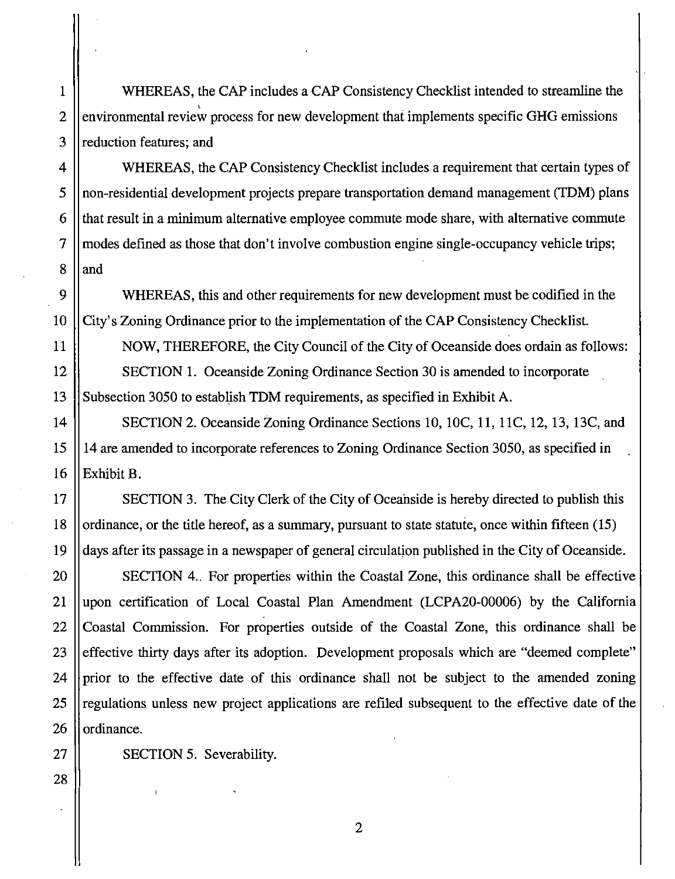WHEREAS, the CAP includes a CAP Consistency Checklist intended to streamline the environmental review process for new development that implements specific GHG emissions reduction features; and

WHEREAS, the CAP Consistency Checklist includes a requirement that certain types of non-residential development projects prepare transportation demand management (TDM) plans that result in a minimum alternative employee commute mode share, with alternative commute modes defined as those that don't involve combustion engine single-occupancy vehicle trips; and

WHEREAS, this and other requirements for new development must be codified in the City's Zoning Ordinance prior to the implementation of the CAP Consistency Checklist.

NOW, THEREFORE, the City Council of the City of Oceanside does ordain as follows:

SECTION 1. Oceanside Zoning Ordinance Section 30 is amended to incorporate Subsection 3050 to establish TDM requirements, as specified in Exhibit A.

SECTION 2. Oceanside Zoning Ordinance Sections 10, 10C, 11, 11C, 12, 13, 13C, and 14 are amended to incorporate references to Zoning Ordinance Section 3050, as specified in Exhibit B.

SECTION 3. The City Clerk of the City of Oceanside is hereby directed to publish this ordinance, or the title hereof, as a summary, pursuant to state statute, once within fifteen (15) days after its passage in a newspaper of general circulation published in the City of Oceanside.

SECTION 4.. For properties within the Coastal Zone, this ordinance shall be effective upon certification of Local Coastal Plan Amendment (LCPA20-00006) by the California Coastal Commission. For properties outside of the Coastal Zone, this ordinance shall be effective thirty days after its adoption. Development proposals which are "deemed complete" prior to the effective date of this ordinance shall not be subject to the amended zoning regulations unless new project applications are refiled subsequent to the effective date of the ordinance.

SECTION 5. Severability.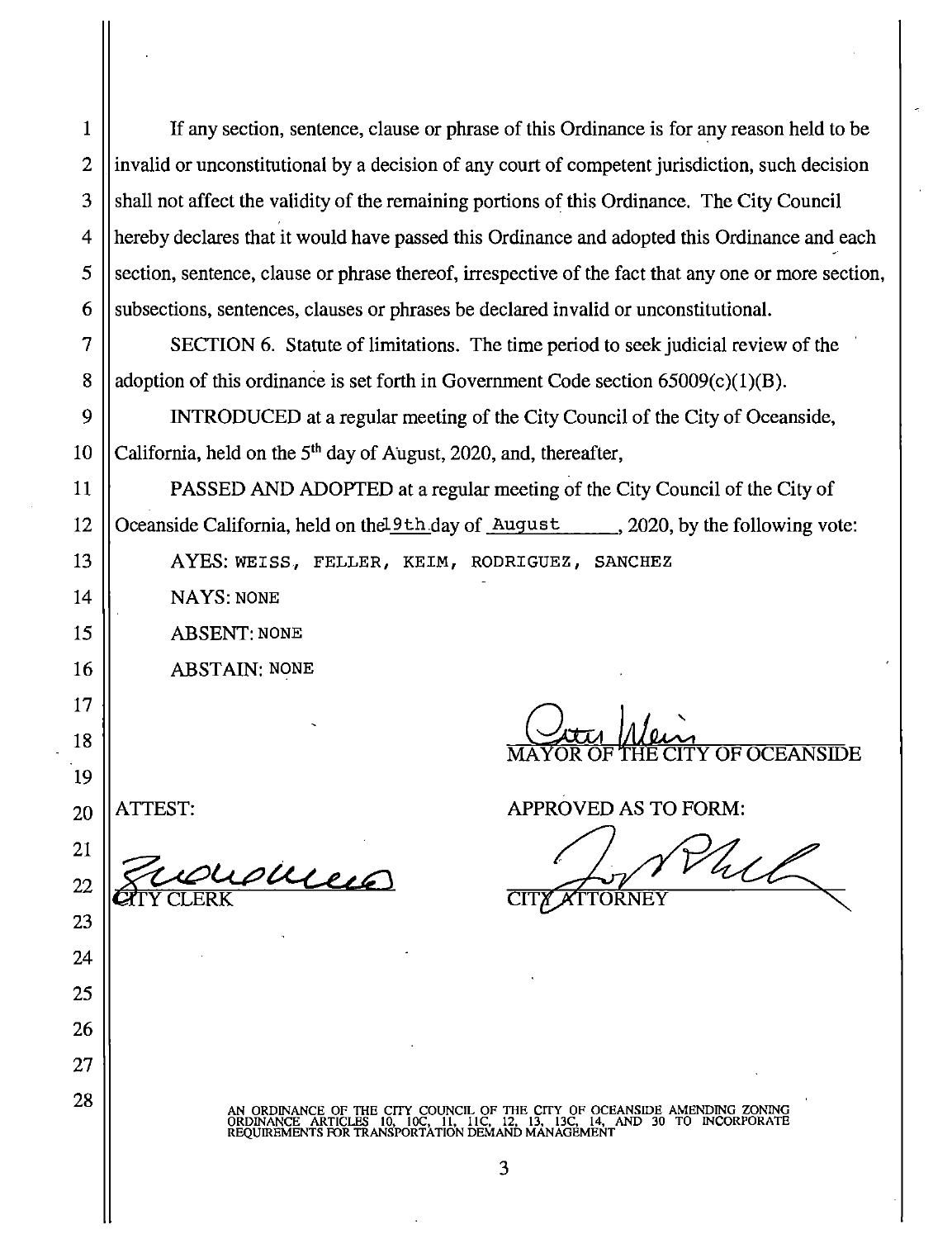If any section, sentence, clause or phrase of this Ordinance is for any reason held to be invalid or unconstitutional by a decision of any court of competent jurisdiction, such decision shall not affect the validity of the remaining portions of this Ordinance. The City Council hereby declares that it would have passed this Ordinance and adopted this Ordinance and each section, sentence, clause or phrase thereof, irrespective of the fact that any one or more section, subsections, sentences, clauses or phrases be declared invalid or unconstitutional.

SECTION 6. Statute of limitations. The time period to seek judicial review of the adoption of this ordinance is set forth in Government Code section 65009(c)(1)(B).

INTRODUCED at a regular meeting of the City Council of the City of Oceanside, California, held on the 5th day of August, 2020, and, thereafter,

PASSED AND ADOPTED at a regular meeting of the City Council of the City of Oceanside California, held on the 19th day of August, 2020, by the following vote:

AYES: WEISS, FELLER, KEIM, RODRIGUEZ, SANCHEZ

NAYS: NONE

ABSENT: NONE

ABSTAIN: NONE

MAYOR OF THE CITY OF OCEANSIDE

ATTEST:

CITY CLERK

APPROVED AS TO FORM:

CITY ATTORNEY

AN ORDINANCE OF THE CITY COUNCIL OF THE CITY OF OCEANSIDE AMENDING ZONING ORDINANCE ARTICLES 10, 10C, 11, 11C, 12, 13, 13C, 14, AND 30 TO INCORPORATE REQUIREMENTS FOR TRANSPORTATION DEMAND MANAGEMENT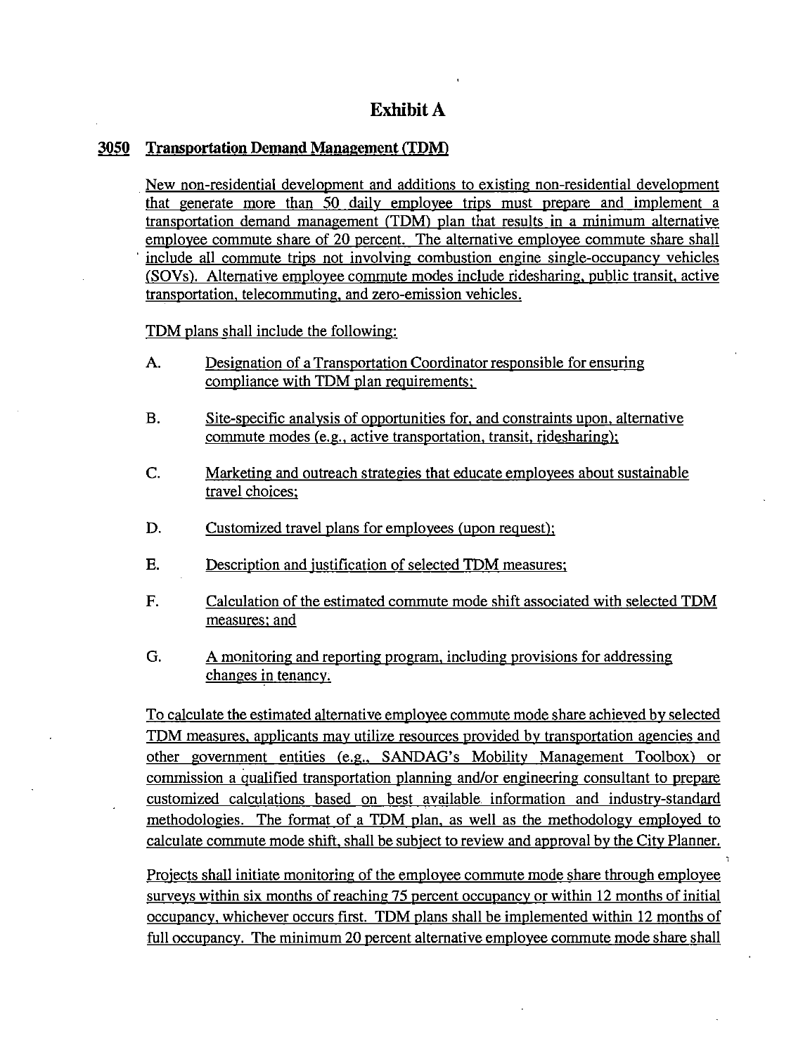# Exhibit A

## 3050 Transportation Demand Management (TDM)

New non-residential development and additions to existing non-residential development that generate more than 50 daily employee trips must prepare and implement a transportation demand management (TDM) plan that results in a minimum alternative employee commute share of 20 percent. The alternative employee commute share shall include all commute trips not involving combustion engine single-occupancy vehicles (SOVs). Alternative employee commute modes include ridesharing, public transit, active transportation, telecommuting, and zero-emission vehicles.

TDM plans shall include the following:

A. Designation of a Transportation Coordinator responsible for ensuring compliance with TDM plan requirements;

B. Site-specific analysis of opportunities for, and constraints upon, alternative commute modes (e.g., active transportation, transit, ridesharing);

C. Marketing and outreach strategies that educate employees about sustainable travel choices;

D. Customized travel plans for employees (upon request);

E. Description and justification of selected TDM measures;

F. Calculation of the estimated commute mode shift associated with selected TDM measures; and

G. A monitoring and reporting program, including provisions for addressing changes in tenancy.

To calculate the estimated alternative employee commute mode share achieved by selected TDM measures, applicants may utilize resources provided by transportation agencies and other government entities (e.g., SANDAG's Mobility Management Toolbox) or commission a qualified transportation planning and/or engineering consultant to prepare customized calculations based on best available information and industry-standard methodologies. The format of a TDM plan, as well as the methodology employed to calculate commute mode shift, shall be subject to review and approval by the City Planner.

Projects shall initiate monitoring of the employee commute mode share through employee surveys within six months of reaching 75 percent occupancy or within 12 months of initial occupancy, whichever occurs first. TDM plans shall be implemented within 12 months of full occupancy. The minimum 20 percent alternative employee commute mode share shall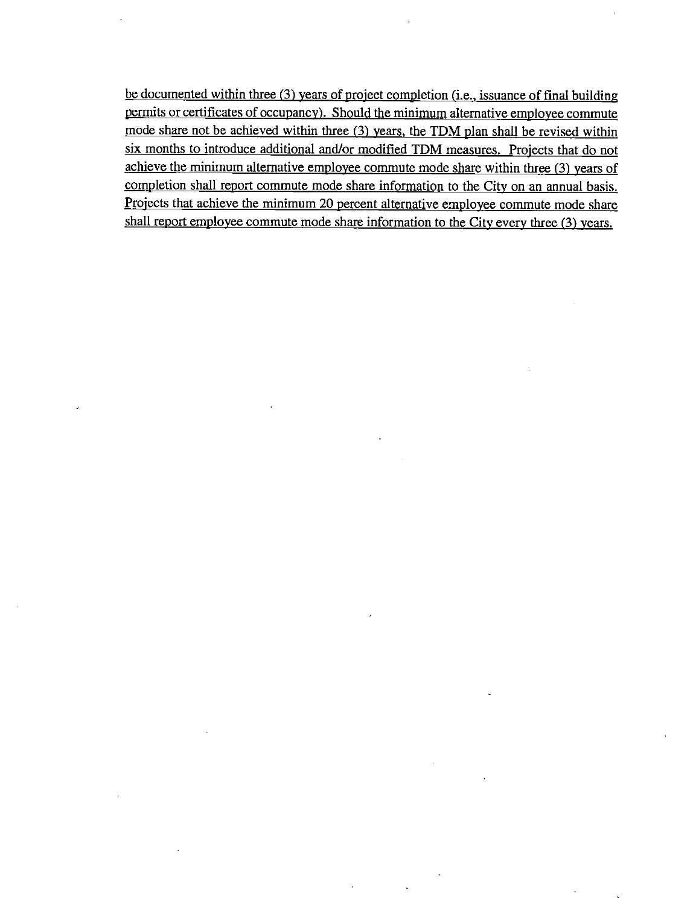be documented within three (3) years of project completion (i.e., issuance of final building permits or certificates of occupancy). Should the minimum alternative employee commute mode share not be achieved within three (3) years, the TDM plan shall be revised within six months to introduce additional and/or modified TDM measures. Projects that do not achieve the minimum alternative employee commute mode share within three (3) years of completion shall report commute mode share information to the City on an annual basis. Projects that achieve the minimum 20 percent alternative employee commute mode share shall report employee commute mode share information to the City every three (3) years.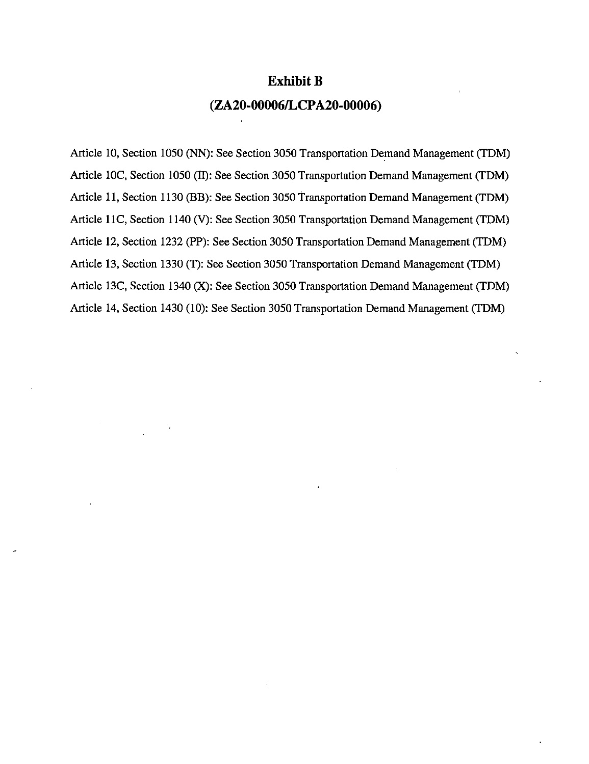# Exhibit B

## (ZA20-00006/LCPA20-00006)

Article 10, Section 1050 (NN): See Section 3050 Transportation Demand Management (TDM)

Article 10C, Section 1050 (II): See Section 3050 Transportation Demand Management (TDM)

Article 11, Section 1130 (BB): See Section 3050 Transportation Demand Management (TDM)

Article 11C, Section 1140 (V): See Section 3050 Transportation Demand Management (TDM)

Article 12, Section 1232 (PP): See Section 3050 Transportation Demand Management (TDM)

Article 13, Section 1330 (T): See Section 3050 Transportation Demand Management (TDM)

Article 13C, Section 1340 (X): See Section 3050 Transportation Demand Management (TDM)

Article 14, Section 1430 (10): See Section 3050 Transportation Demand Management (TDM)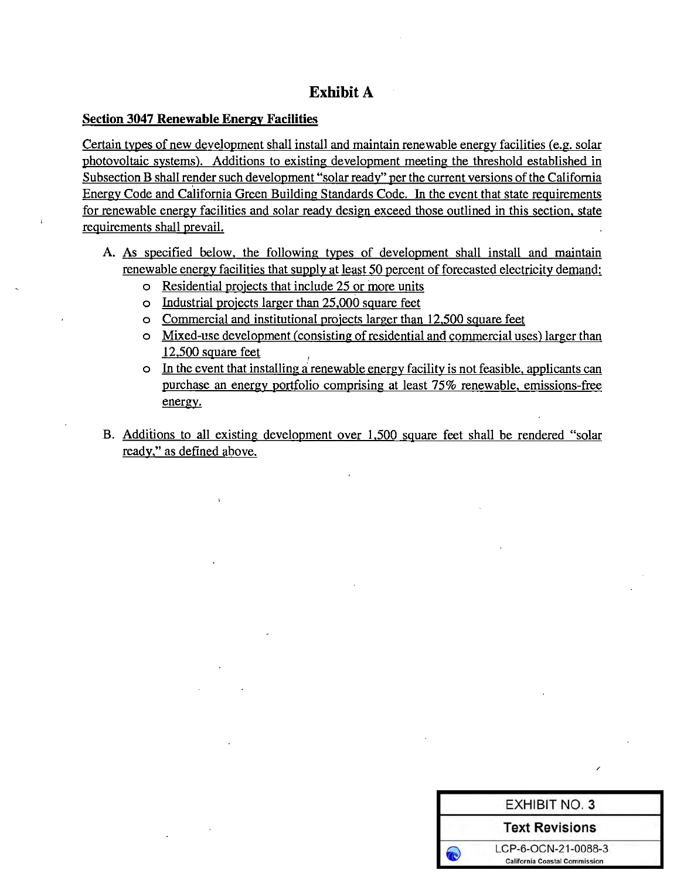# Exhibit A

**Section 3047 Renewable Energy Facilities**

Certain types of new development shall install and maintain renewable energy facilities (e.g. solar photovoltaic systems). Additions to existing development meeting the threshold established in Subsection B shall render such development "solar ready" per the current versions of the California Energy Code and California Green Building Standards Code. In the event that state requirements for renewable energy facilities and solar ready design exceed those outlined in this section, state requirements shall prevail.

A. As specified below, the following types of development shall install and maintain renewable energy facilities that supply at least 50 percent of forecasted electricity demand:
   - Residential projects that include 25 or more units
   - Industrial projects larger than 25,000 square feet
   - Commercial and institutional projects larger than 12,500 square feet
   - Mixed-use development (consisting of residential and commercial uses) larger than 12,500 square feet
   - In the event that installing a renewable energy facility is not feasible, applicants can purchase an energy portfolio comprising at least 75% renewable, emissions-free energy.

B. Additions to all existing development over 1,500 square feet shall be rendered "solar ready," as defined above.

| EXHIBIT NO. 3 |
| --- |
| Text Revisions |
| LCP-6-OCN-21-0088-3 California Coastal Commission |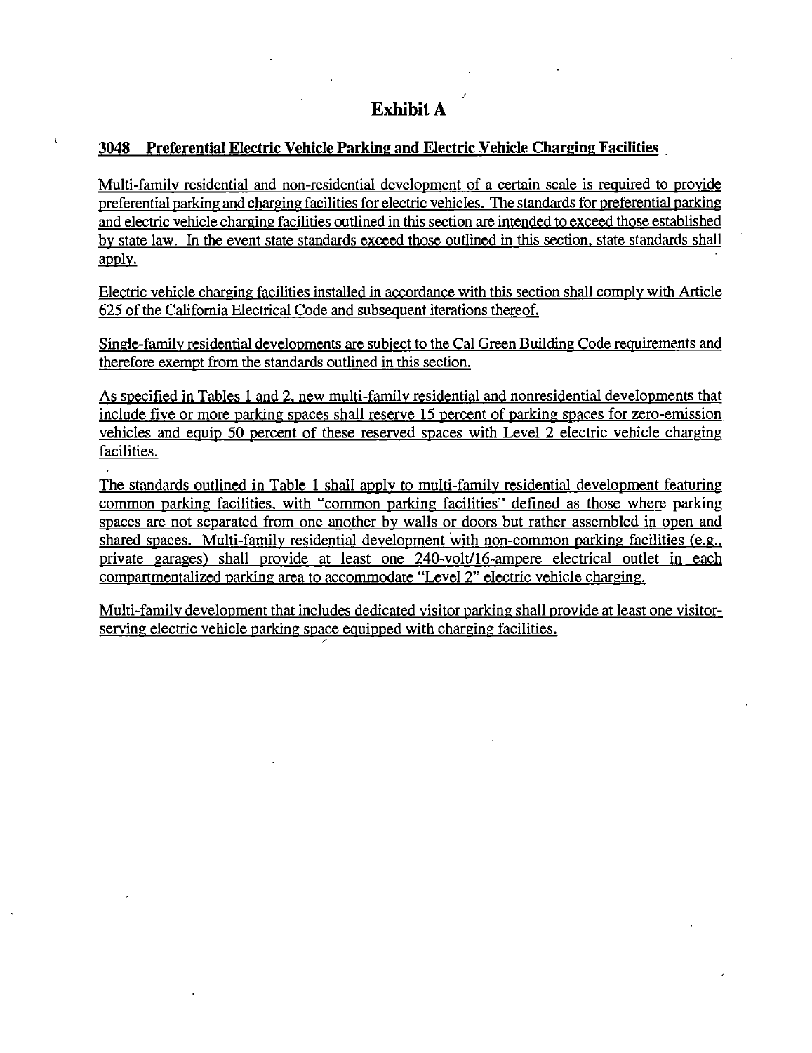# Exhibit A

## 3048 Preferential Electric Vehicle Parking and Electric Vehicle Charging Facilities

Multi-family residential and non-residential development of a certain scale is required to provide preferential parking and charging facilities for electric vehicles. The standards for preferential parking and electric vehicle charging facilities outlined in this section are intended to exceed those established by state law. In the event state standards exceed those outlined in this section, state standards shall apply.

Electric vehicle charging facilities installed in accordance with this section shall comply with Article 625 of the California Electrical Code and subsequent iterations thereof.

Single-family residential developments are subject to the Cal Green Building Code requirements and therefore exempt from the standards outlined in this section.

As specified in Tables 1 and 2, new multi-family residential and nonresidential developments that include five or more parking spaces shall reserve 15 percent of parking spaces for zero-emission vehicles and equip 50 percent of these reserved spaces with Level 2 electric vehicle charging facilities.

The standards outlined in Table 1 shall apply to multi-family residential development featuring common parking facilities, with "common parking facilities" defined as those where parking spaces are not separated from one another by walls or doors but rather assembled in open and shared spaces. Multi-family residential development with non-common parking facilities (e.g., private garages) shall provide at least one 240-volt/16-ampere electrical outlet in each compartmentalized parking area to accommodate "Level 2" electric vehicle charging.

Multi-family development that includes dedicated visitor parking shall provide at least one visitor-serving electric vehicle parking space equipped with charging facilities.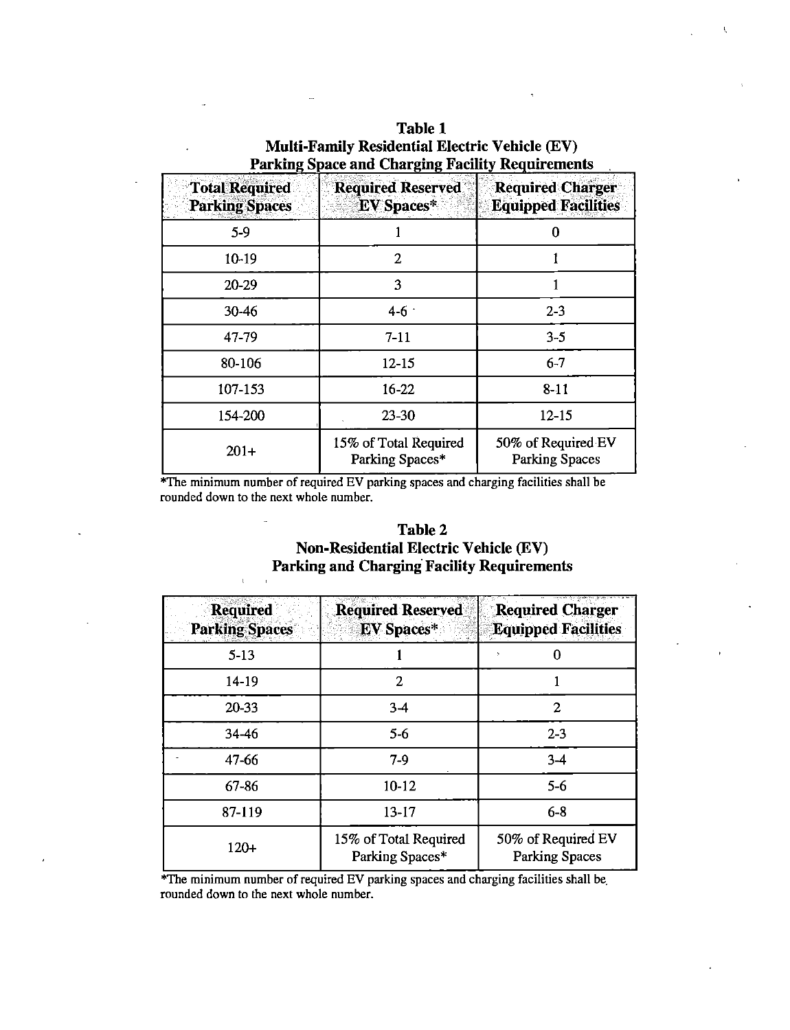**Table 1**
**Multi-Family Residential Electric Vehicle (EV)**
**Parking Space and Charging Facility Requirements**

| Total Required Parking Spaces | Required Reserved EV Spaces* | Required Charger Equipped Facilities |
|---|---|---|
| 5-9 | 1 | 0 |
| 10-19 | 2 | 1 |
| 20-29 | 3 | 1 |
| 30-46 | 4-6 | 2-3 |
| 47-79 | 7-11 | 3-5 |
| 80-106 | 12-15 | 6-7 |
| 107-153 | 16-22 | 8-11 |
| 154-200 | 23-30 | 12-15 |
| 201+ | 15% of Total Required Parking Spaces* | 50% of Required EV Parking Spaces |

*The minimum number of required EV parking spaces and charging facilities shall be rounded down to the next whole number.

**Table 2**
**Non-Residential Electric Vehicle (EV)**
**Parking and Charging Facility Requirements**

| Required Parking Spaces | Required Reserved EV Spaces* | Required Charger Equipped Facilities |
|---|---|---|
| 5-13 | 1 | 0 |
| 14-19 | 2 | 1 |
| 20-33 | 3-4 | 2 |
| 34-46 | 5-6 | 2-3 |
| 47-66 | 7-9 | 3-4 |
| 67-86 | 10-12 | 5-6 |
| 87-119 | 13-17 | 6-8 |
| 120+ | 15% of Total Required Parking Spaces* | 50% of Required EV Parking Spaces |

*The minimum number of required EV parking spaces and charging facilities shall be rounded down to the next whole number.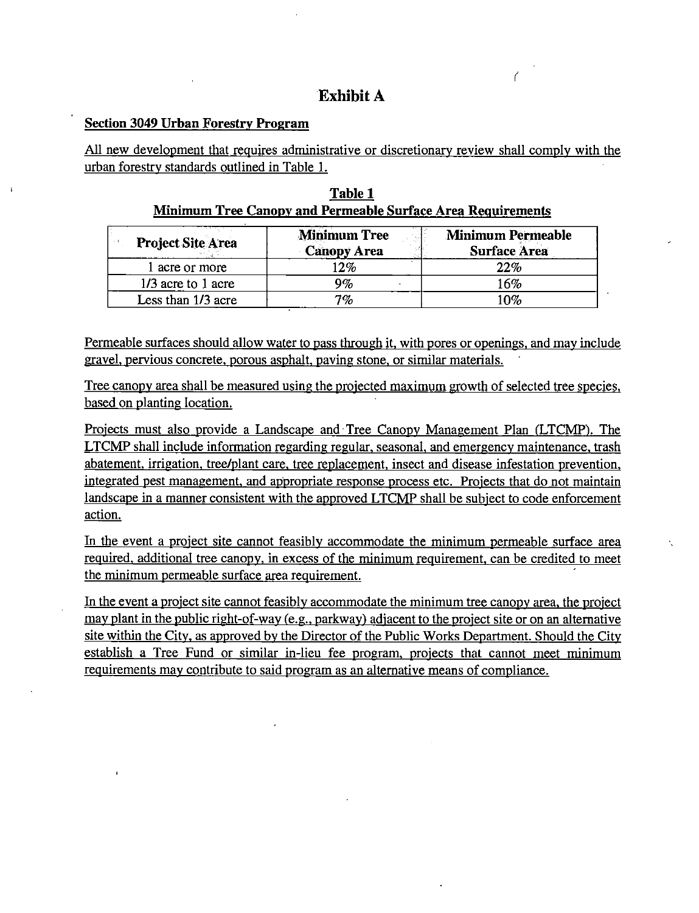# Exhibit A

**Section 3049 Urban Forestry Program**

All new development that requires administrative or discretionary review shall comply with the urban forestry standards outlined in Table 1.

**Table 1**
**Minimum Tree Canopy and Permeable Surface Area Requirements**

| Project Site Area | Minimum Tree Canopy Area | Minimum Permeable Surface Area |
|---|---|---|
| 1 acre or more | 12% | 22% |
| 1/3 acre to 1 acre | 9% | 16% |
| Less than 1/3 acre | 7% | 10% |

Permeable surfaces should allow water to pass through it, with pores or openings, and may include gravel, pervious concrete, porous asphalt, paving stone, or similar materials.

Tree canopy area shall be measured using the projected maximum growth of selected tree species, based on planting location.

Projects must also provide a Landscape and Tree Canopy Management Plan (LTCMP). The LTCMP shall include information regarding regular, seasonal, and emergency maintenance, trash abatement, irrigation, tree/plant care, tree replacement, insect and disease infestation prevention, integrated pest management, and appropriate response process etc. Projects that do not maintain landscape in a manner consistent with the approved LTCMP shall be subject to code enforcement action.

In the event a project site cannot feasibly accommodate the minimum permeable surface area required, additional tree canopy, in excess of the minimum requirement, can be credited to meet the minimum permeable surface area requirement.

In the event a project site cannot feasibly accommodate the minimum tree canopy area, the project may plant in the public right-of-way (e.g., parkway) adjacent to the project site or on an alternative site within the City, as approved by the Director of the Public Works Department. Should the City establish a Tree Fund or similar in-lieu fee program, projects that cannot meet minimum requirements may contribute to said program as an alternative means of compliance.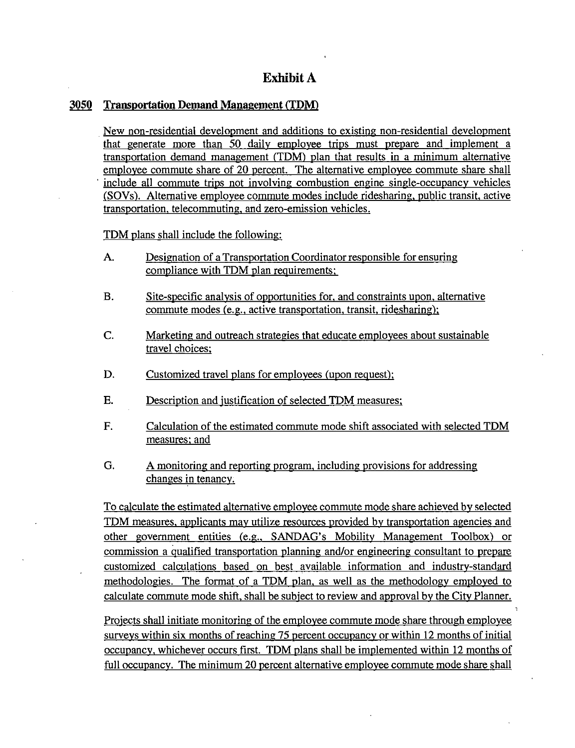# Exhibit A

## 3050 Transportation Demand Management (TDM)

New non-residential development and additions to existing non-residential development that generate more than 50 daily employee trips must prepare and implement a transportation demand management (TDM) plan that results in a minimum alternative employee commute share of 20 percent. The alternative employee commute share shall include all commute trips not involving combustion engine single-occupancy vehicles (SOVs). Alternative employee commute modes include ridesharing, public transit, active transportation, telecommuting, and zero-emission vehicles.

TDM plans shall include the following:

A. Designation of a Transportation Coordinator responsible for ensuring compliance with TDM plan requirements;

B. Site-specific analysis of opportunities for, and constraints upon, alternative commute modes (e.g., active transportation, transit, ridesharing);

C. Marketing and outreach strategies that educate employees about sustainable travel choices;

D. Customized travel plans for employees (upon request);

E. Description and justification of selected TDM measures;

F. Calculation of the estimated commute mode shift associated with selected TDM measures; and

G. A monitoring and reporting program, including provisions for addressing changes in tenancy.

To calculate the estimated alternative employee commute mode share achieved by selected TDM measures, applicants may utilize resources provided by transportation agencies and other government entities (e.g., SANDAG's Mobility Management Toolbox) or commission a qualified transportation planning and/or engineering consultant to prepare customized calculations based on best available information and industry-standard methodologies. The format of a TDM plan, as well as the methodology employed to calculate commute mode shift, shall be subject to review and approval by the City Planner.

Projects shall initiate monitoring of the employee commute mode share through employee surveys within six months of reaching 75 percent occupancy or within 12 months of initial occupancy, whichever occurs first. TDM plans shall be implemented within 12 months of full occupancy. The minimum 20 percent alternative employee commute mode share shall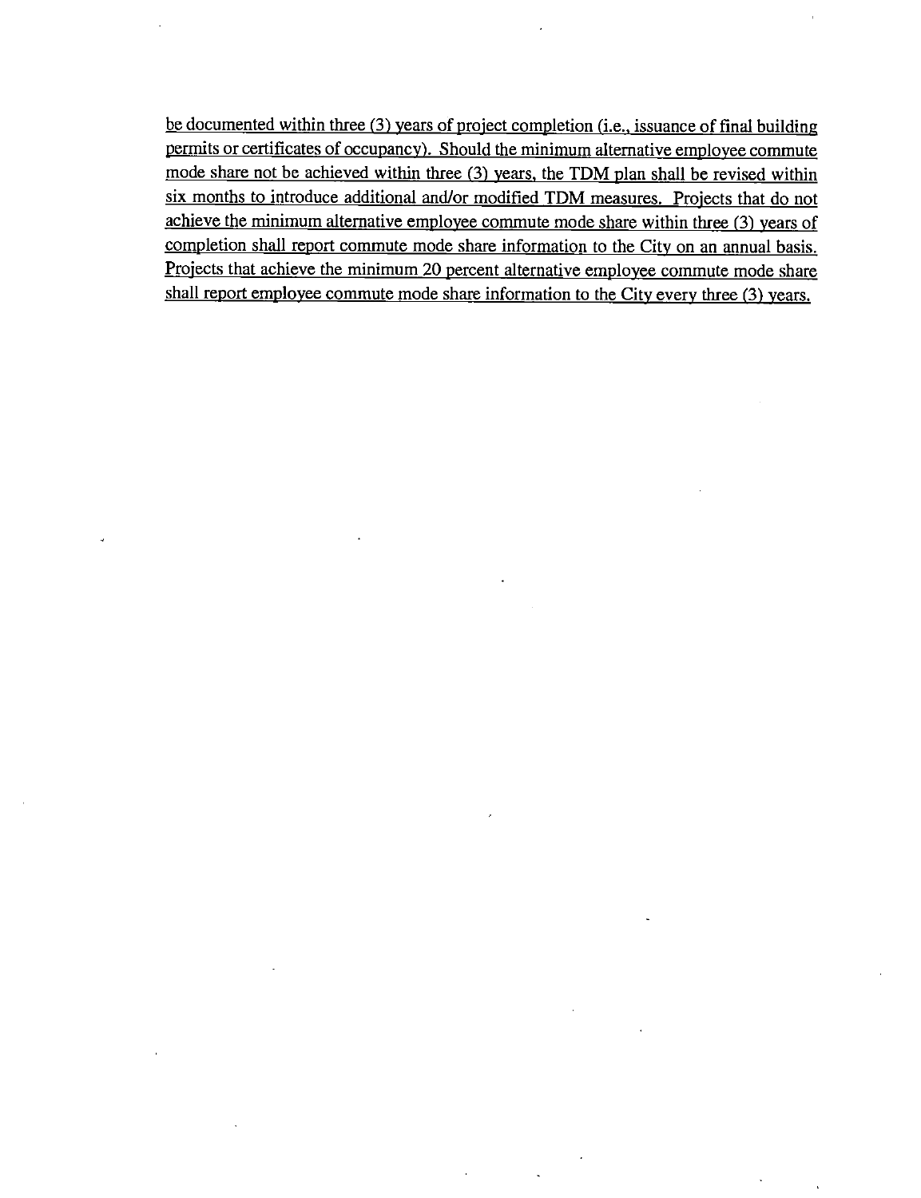be documented within three (3) years of project completion (i.e., issuance of final building permits or certificates of occupancy). Should the minimum alternative employee commute mode share not be achieved within three (3) years, the TDM plan shall be revised within six months to introduce additional and/or modified TDM measures. Projects that do not achieve the minimum alternative employee commute mode share within three (3) years of completion shall report commute mode share information to the City on an annual basis. Projects that achieve the minimum 20 percent alternative employee commute mode share shall report employee commute mode share information to the City every three (3) years.